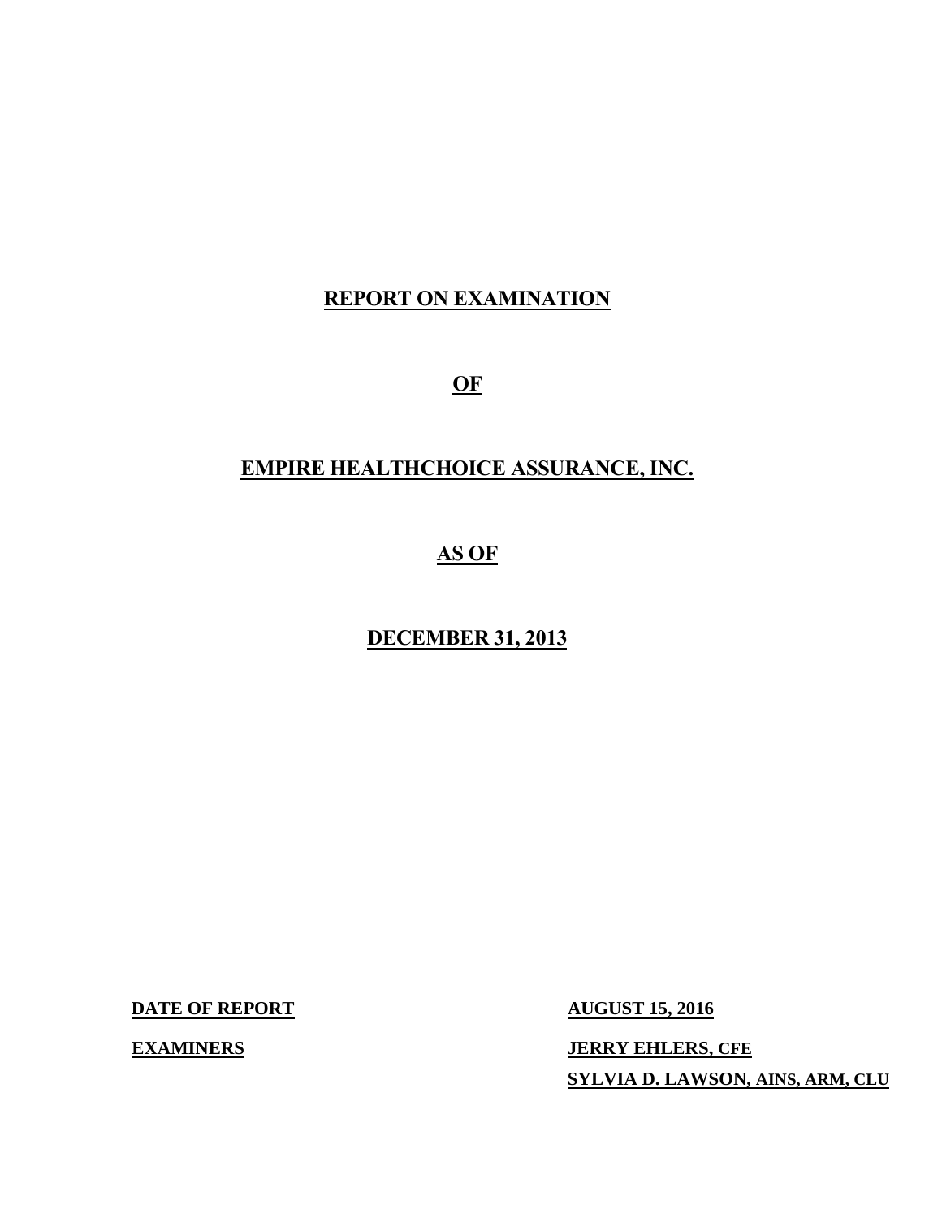# REPORT ON EXAMINATION

# OF

# EMPIRE HEALTHCHOICE ASSURANCE, INC.

# AS OF

# DECEMBER 31, 2013

**DATE OF REPORT** **AUGUST 15, 2016**

**EXAMINERS** **JERRY EHLERS, CFE**

**SYLVIA D. LAWSON, AINS, ARM, CLU**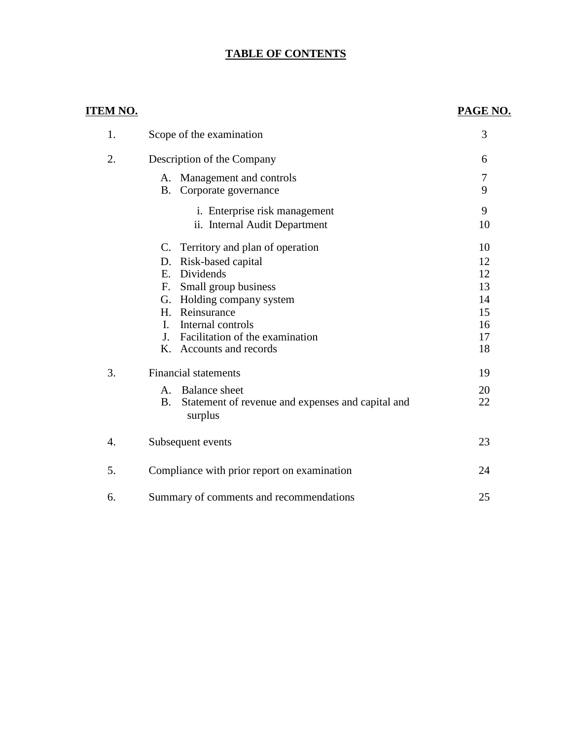# TABLE OF CONTENTS

| ITEM NO. | | PAGE NO. |
|---|---|---|
| 1. | Scope of the examination | 3 |
| 2. | Description of the Company | 6 |
| | A. Management and controls | 7 |
| | B. Corporate governance | 9 |
| | i. Enterprise risk management | 9 |
| | ii. Internal Audit Department | 10 |
| | C. Territory and plan of operation | 10 |
| | D. Risk-based capital | 12 |
| | E. Dividends | 12 |
| | F. Small group business | 13 |
| | G. Holding company system | 14 |
| | H. Reinsurance | 15 |
| | I. Internal controls | 16 |
| | J. Facilitation of the examination | 17 |
| | K. Accounts and records | 18 |
| 3. | Financial statements | 19 |
| | A. Balance sheet | 20 |
| | B. Statement of revenue and expenses and capital and surplus | 22 |
| 4. | Subsequent events | 23 |
| 5. | Compliance with prior report on examination | 24 |
| 6. | Summary of comments and recommendations | 25 |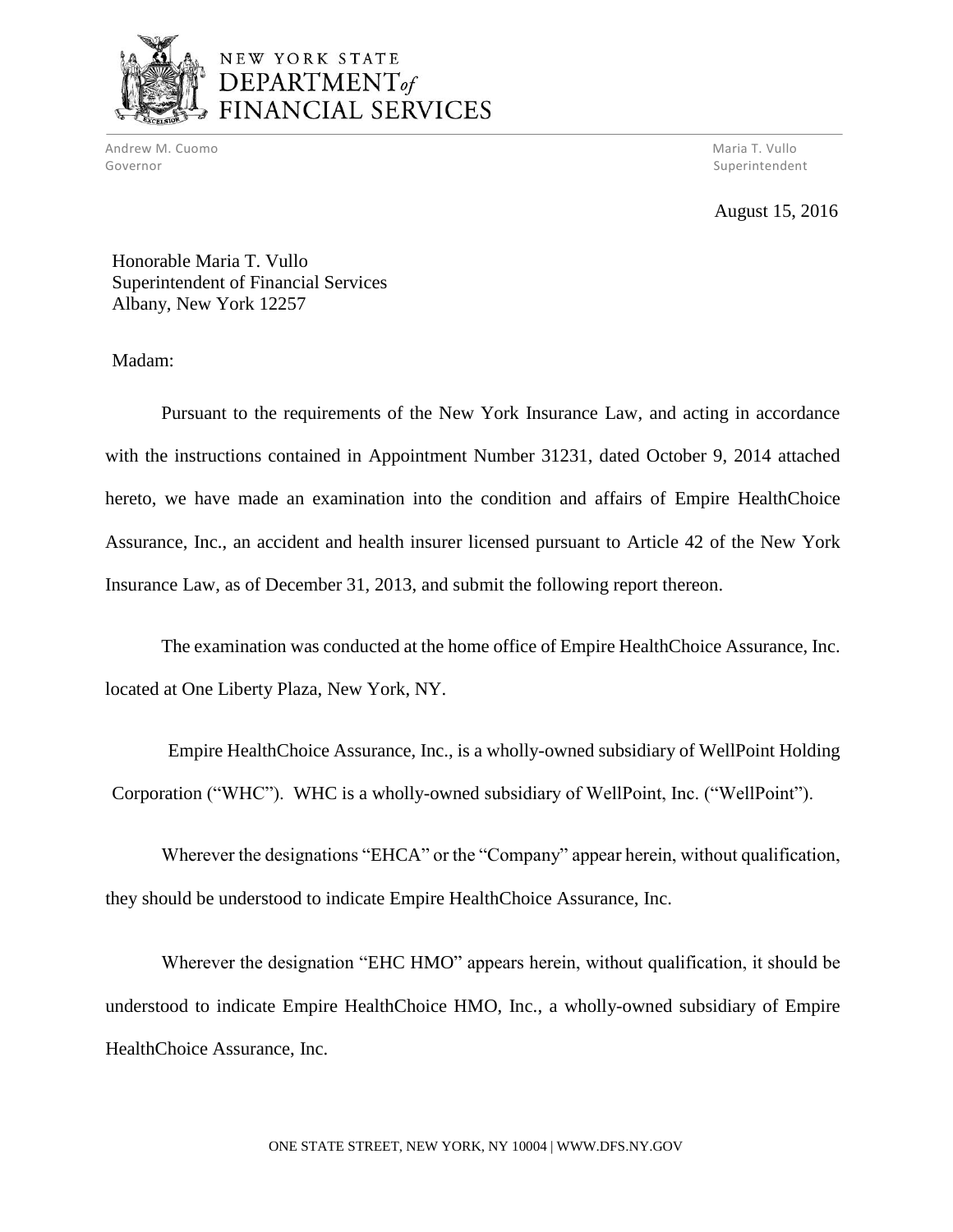NEW YORK STATE
DEPARTMENT *of*
FINANCIAL SERVICES

Andrew M. Cuomo
Governor

Maria T. Vullo
Superintendent

August 15, 2016

Honorable Maria T. Vullo
Superintendent of Financial Services
Albany, New York 12257

Madam:

Pursuant to the requirements of the New York Insurance Law, and acting in accordance with the instructions contained in Appointment Number 31231, dated October 9, 2014 attached hereto, we have made an examination into the condition and affairs of Empire HealthChoice Assurance, Inc., an accident and health insurer licensed pursuant to Article 42 of the New York Insurance Law, as of December 31, 2013, and submit the following report thereon.

The examination was conducted at the home office of Empire HealthChoice Assurance, Inc. located at One Liberty Plaza, New York, NY.

Empire HealthChoice Assurance, Inc., is a wholly-owned subsidiary of WellPoint Holding Corporation ("WHC"). WHC is a wholly-owned subsidiary of WellPoint, Inc. ("WellPoint").

Wherever the designations "EHCA" or the "Company" appear herein, without qualification, they should be understood to indicate Empire HealthChoice Assurance, Inc.

Wherever the designation "EHC HMO" appears herein, without qualification, it should be understood to indicate Empire HealthChoice HMO, Inc., a wholly-owned subsidiary of Empire HealthChoice Assurance, Inc.

ONE STATE STREET, NEW YORK, NY 10004 | WWW.DFS.NY.GOV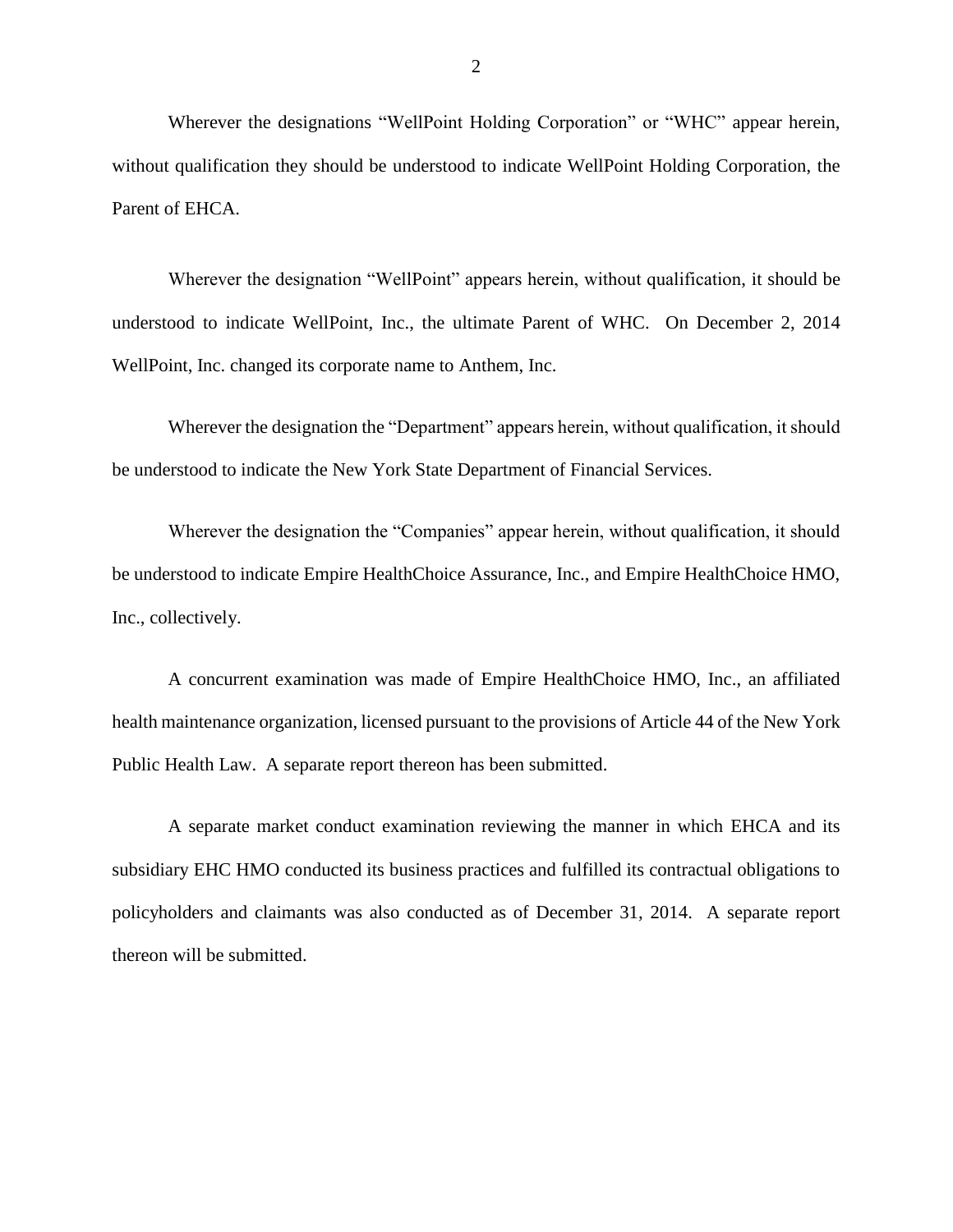Wherever the designations "WellPoint Holding Corporation" or "WHC" appear herein, without qualification they should be understood to indicate WellPoint Holding Corporation, the Parent of EHCA.

Wherever the designation "WellPoint" appears herein, without qualification, it should be understood to indicate WellPoint, Inc., the ultimate Parent of WHC. On December 2, 2014 WellPoint, Inc. changed its corporate name to Anthem, Inc.

Wherever the designation the "Department" appears herein, without qualification, it should be understood to indicate the New York State Department of Financial Services.

Wherever the designation the "Companies" appear herein, without qualification, it should be understood to indicate Empire HealthChoice Assurance, Inc., and Empire HealthChoice HMO, Inc., collectively.

A concurrent examination was made of Empire HealthChoice HMO, Inc., an affiliated health maintenance organization, licensed pursuant to the provisions of Article 44 of the New York Public Health Law. A separate report thereon has been submitted.

A separate market conduct examination reviewing the manner in which EHCA and its subsidiary EHC HMO conducted its business practices and fulfilled its contractual obligations to policyholders and claimants was also conducted as of December 31, 2014. A separate report thereon will be submitted.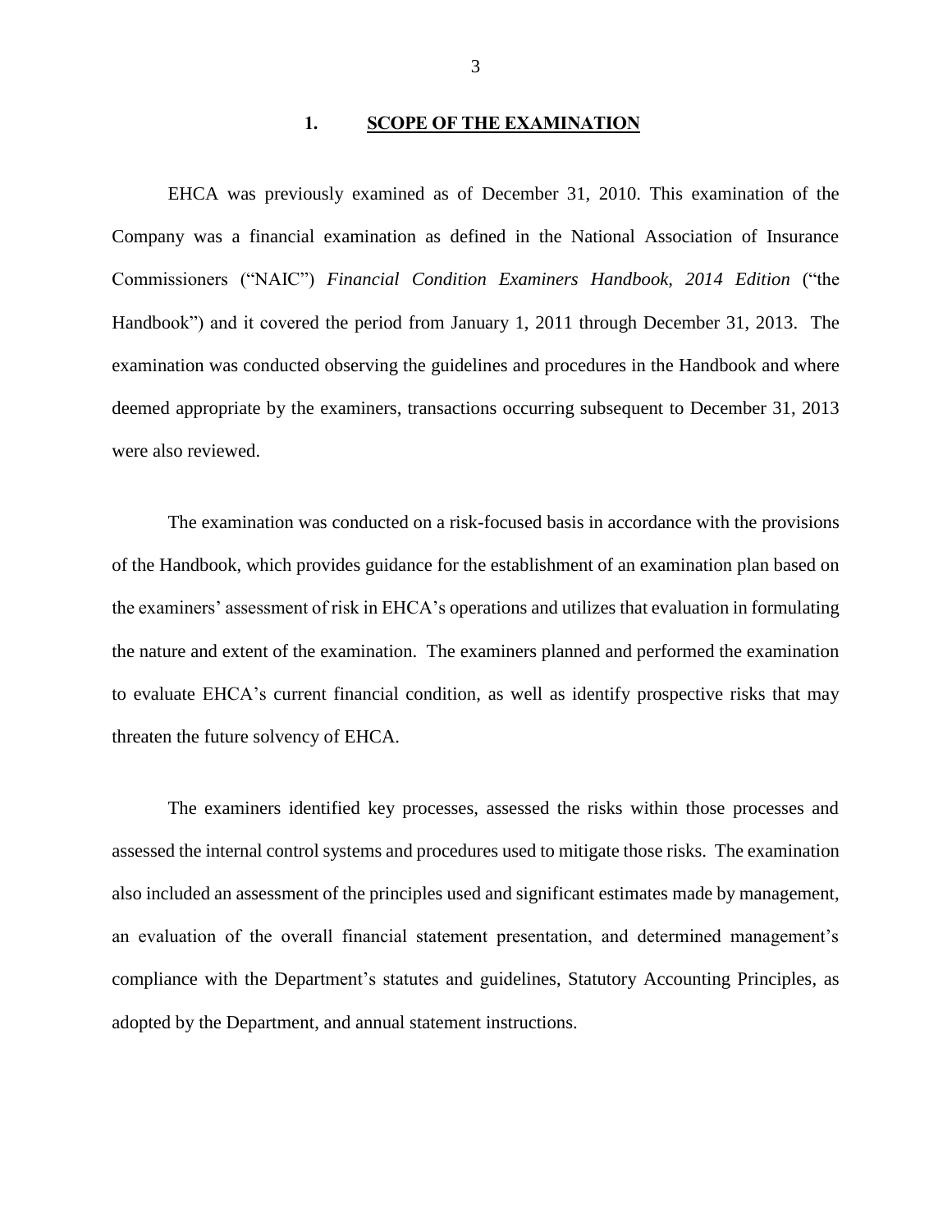## 1. SCOPE OF THE EXAMINATION

EHCA was previously examined as of December 31, 2010. This examination of the Company was a financial examination as defined in the National Association of Insurance Commissioners ("NAIC") *Financial Condition Examiners Handbook, 2014 Edition* ("the Handbook") and it covered the period from January 1, 2011 through December 31, 2013. The examination was conducted observing the guidelines and procedures in the Handbook and where deemed appropriate by the examiners, transactions occurring subsequent to December 31, 2013 were also reviewed.

The examination was conducted on a risk-focused basis in accordance with the provisions of the Handbook, which provides guidance for the establishment of an examination plan based on the examiners' assessment of risk in EHCA's operations and utilizes that evaluation in formulating the nature and extent of the examination. The examiners planned and performed the examination to evaluate EHCA's current financial condition, as well as identify prospective risks that may threaten the future solvency of EHCA.

The examiners identified key processes, assessed the risks within those processes and assessed the internal control systems and procedures used to mitigate those risks. The examination also included an assessment of the principles used and significant estimates made by management, an evaluation of the overall financial statement presentation, and determined management's compliance with the Department's statutes and guidelines, Statutory Accounting Principles, as adopted by the Department, and annual statement instructions.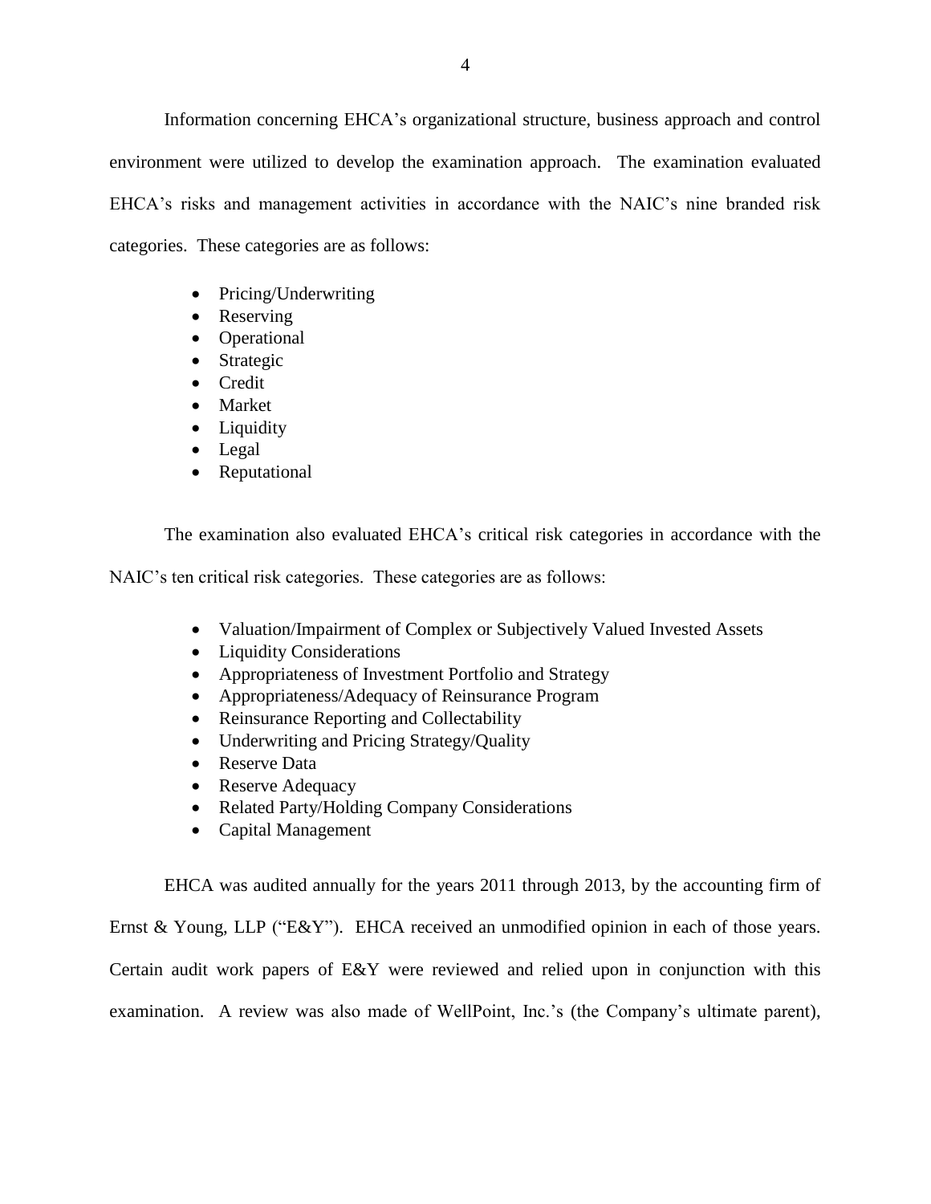Information concerning EHCA's organizational structure, business approach and control environment were utilized to develop the examination approach. The examination evaluated EHCA's risks and management activities in accordance with the NAIC's nine branded risk categories. These categories are as follows:

- Pricing/Underwriting
- Reserving
- Operational
- Strategic
- Credit
- Market
- Liquidity
- Legal
- Reputational

The examination also evaluated EHCA's critical risk categories in accordance with the NAIC's ten critical risk categories. These categories are as follows:

- Valuation/Impairment of Complex or Subjectively Valued Invested Assets
- Liquidity Considerations
- Appropriateness of Investment Portfolio and Strategy
- Appropriateness/Adequacy of Reinsurance Program
- Reinsurance Reporting and Collectability
- Underwriting and Pricing Strategy/Quality
- Reserve Data
- Reserve Adequacy
- Related Party/Holding Company Considerations
- Capital Management

EHCA was audited annually for the years 2011 through 2013, by the accounting firm of Ernst & Young, LLP ("E&Y"). EHCA received an unmodified opinion in each of those years. Certain audit work papers of E&Y were reviewed and relied upon in conjunction with this examination. A review was also made of WellPoint, Inc.'s (the Company's ultimate parent),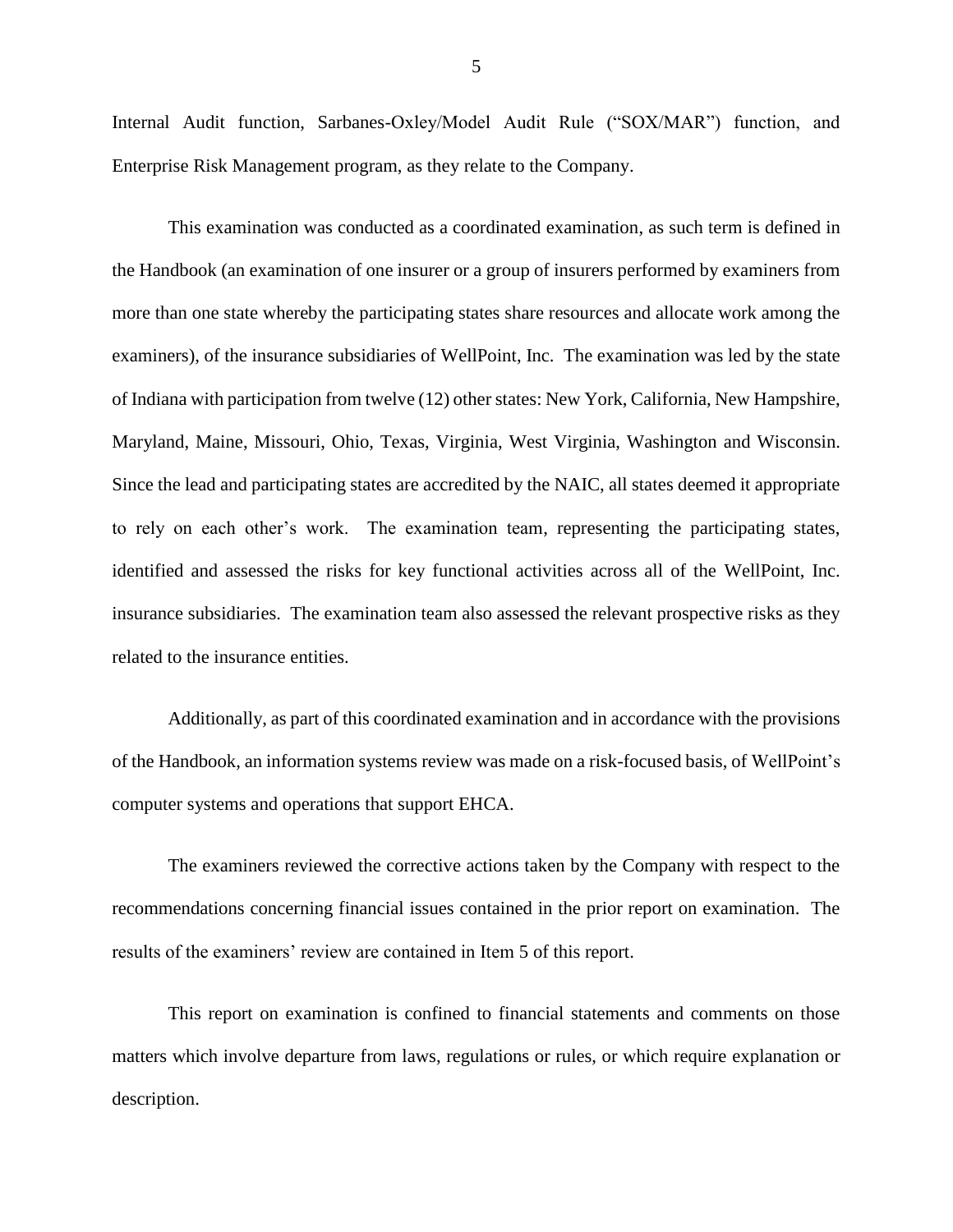Internal Audit function, Sarbanes-Oxley/Model Audit Rule ("SOX/MAR") function, and Enterprise Risk Management program, as they relate to the Company.

This examination was conducted as a coordinated examination, as such term is defined in the Handbook (an examination of one insurer or a group of insurers performed by examiners from more than one state whereby the participating states share resources and allocate work among the examiners), of the insurance subsidiaries of WellPoint, Inc. The examination was led by the state of Indiana with participation from twelve (12) other states: New York, California, New Hampshire, Maryland, Maine, Missouri, Ohio, Texas, Virginia, West Virginia, Washington and Wisconsin. Since the lead and participating states are accredited by the NAIC, all states deemed it appropriate to rely on each other's work. The examination team, representing the participating states, identified and assessed the risks for key functional activities across all of the WellPoint, Inc. insurance subsidiaries. The examination team also assessed the relevant prospective risks as they related to the insurance entities.

Additionally, as part of this coordinated examination and in accordance with the provisions of the Handbook, an information systems review was made on a risk-focused basis, of WellPoint's computer systems and operations that support EHCA.

The examiners reviewed the corrective actions taken by the Company with respect to the recommendations concerning financial issues contained in the prior report on examination. The results of the examiners' review are contained in Item 5 of this report.

This report on examination is confined to financial statements and comments on those matters which involve departure from laws, regulations or rules, or which require explanation or description.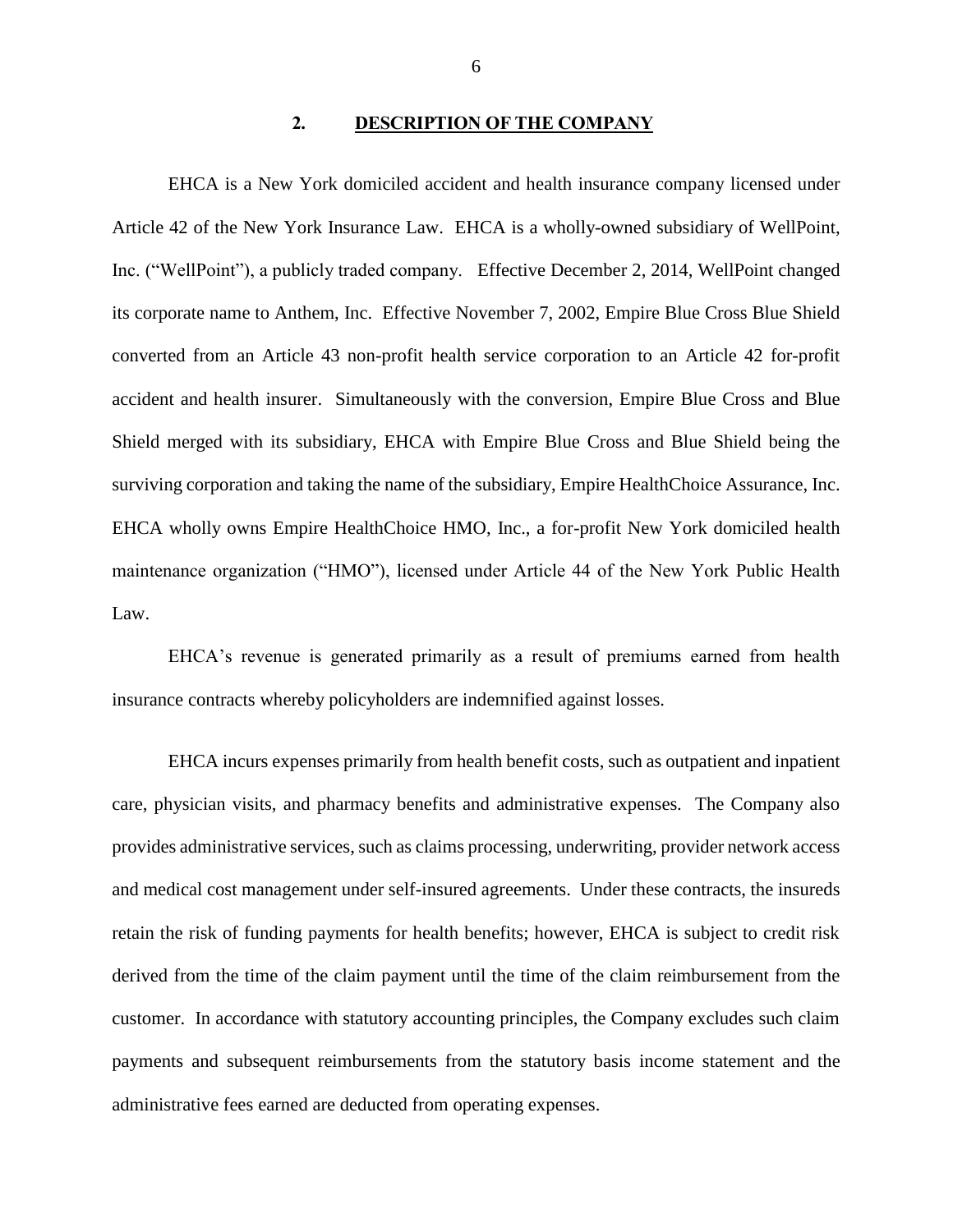## 2. DESCRIPTION OF THE COMPANY

EHCA is a New York domiciled accident and health insurance company licensed under Article 42 of the New York Insurance Law. EHCA is a wholly-owned subsidiary of WellPoint, Inc. ("WellPoint"), a publicly traded company. Effective December 2, 2014, WellPoint changed its corporate name to Anthem, Inc. Effective November 7, 2002, Empire Blue Cross Blue Shield converted from an Article 43 non-profit health service corporation to an Article 42 for-profit accident and health insurer. Simultaneously with the conversion, Empire Blue Cross and Blue Shield merged with its subsidiary, EHCA with Empire Blue Cross and Blue Shield being the surviving corporation and taking the name of the subsidiary, Empire HealthChoice Assurance, Inc. EHCA wholly owns Empire HealthChoice HMO, Inc., a for-profit New York domiciled health maintenance organization ("HMO"), licensed under Article 44 of the New York Public Health Law.

EHCA's revenue is generated primarily as a result of premiums earned from health insurance contracts whereby policyholders are indemnified against losses.

EHCA incurs expenses primarily from health benefit costs, such as outpatient and inpatient care, physician visits, and pharmacy benefits and administrative expenses. The Company also provides administrative services, such as claims processing, underwriting, provider network access and medical cost management under self-insured agreements. Under these contracts, the insureds retain the risk of funding payments for health benefits; however, EHCA is subject to credit risk derived from the time of the claim payment until the time of the claim reimbursement from the customer. In accordance with statutory accounting principles, the Company excludes such claim payments and subsequent reimbursements from the statutory basis income statement and the administrative fees earned are deducted from operating expenses.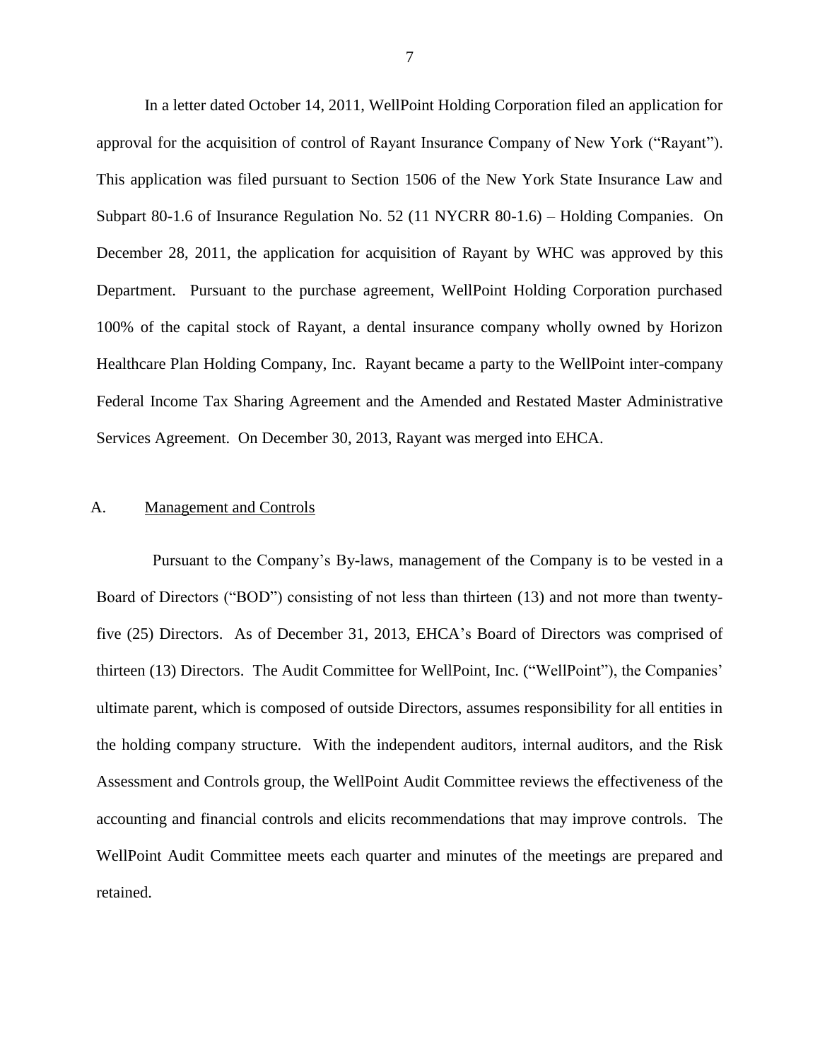In a letter dated October 14, 2011, WellPoint Holding Corporation filed an application for approval for the acquisition of control of Rayant Insurance Company of New York ("Rayant"). This application was filed pursuant to Section 1506 of the New York State Insurance Law and Subpart 80-1.6 of Insurance Regulation No. 52 (11 NYCRR 80-1.6) – Holding Companies. On December 28, 2011, the application for acquisition of Rayant by WHC was approved by this Department. Pursuant to the purchase agreement, WellPoint Holding Corporation purchased 100% of the capital stock of Rayant, a dental insurance company wholly owned by Horizon Healthcare Plan Holding Company, Inc. Rayant became a party to the WellPoint inter-company Federal Income Tax Sharing Agreement and the Amended and Restated Master Administrative Services Agreement. On December 30, 2013, Rayant was merged into EHCA.

## A. Management and Controls

Pursuant to the Company's By-laws, management of the Company is to be vested in a Board of Directors ("BOD") consisting of not less than thirteen (13) and not more than twenty-five (25) Directors. As of December 31, 2013, EHCA's Board of Directors was comprised of thirteen (13) Directors. The Audit Committee for WellPoint, Inc. ("WellPoint"), the Companies' ultimate parent, which is composed of outside Directors, assumes responsibility for all entities in the holding company structure. With the independent auditors, internal auditors, and the Risk Assessment and Controls group, the WellPoint Audit Committee reviews the effectiveness of the accounting and financial controls and elicits recommendations that may improve controls. The WellPoint Audit Committee meets each quarter and minutes of the meetings are prepared and retained.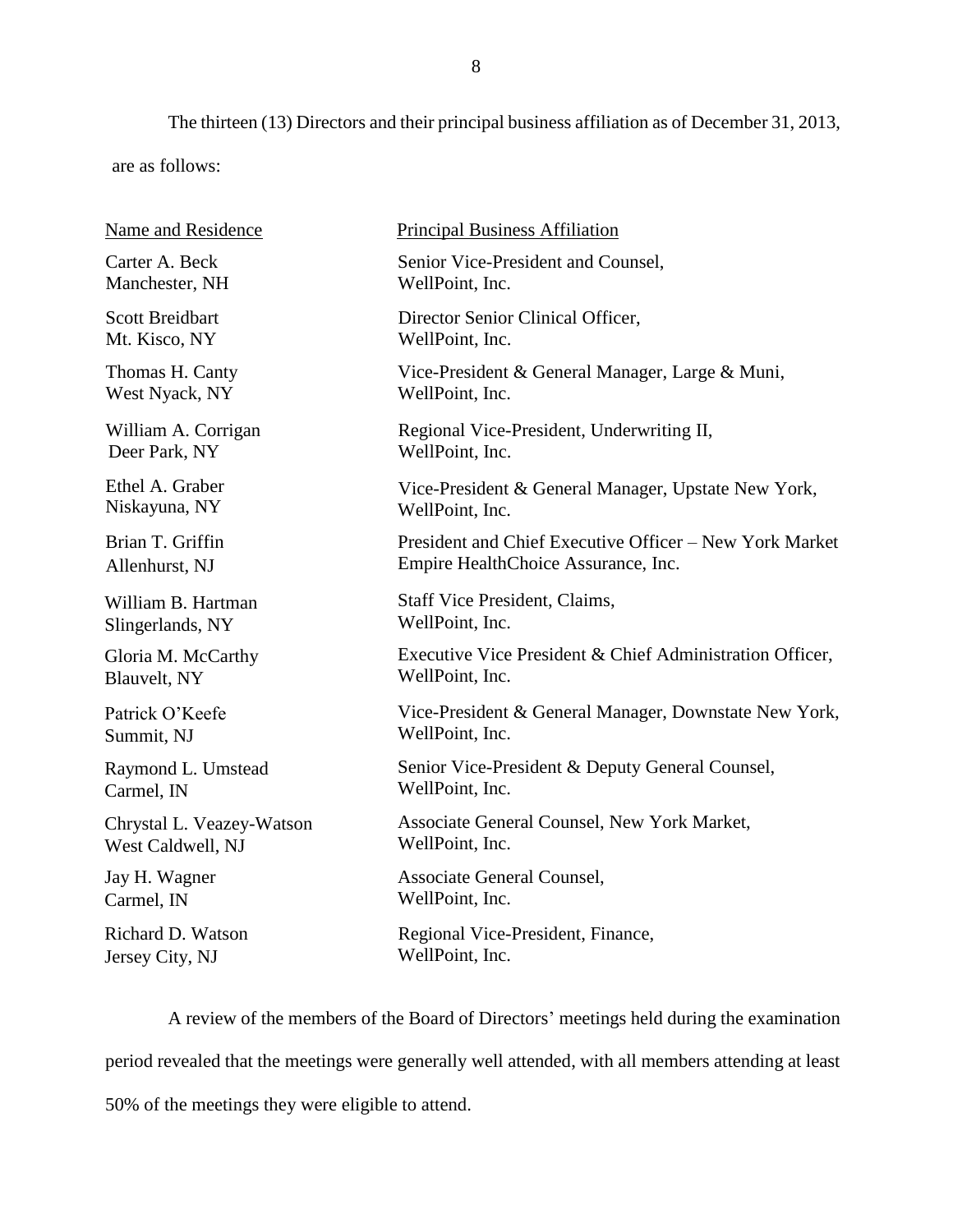The thirteen (13) Directors and their principal business affiliation as of December 31, 2013, are as follows:

| Name and Residence | Principal Business Affiliation |
|---|---|
| Carter A. Beck<br>Manchester, NH | Senior Vice-President and Counsel,<br>WellPoint, Inc. |
| Scott Breidbart<br>Mt. Kisco, NY | Director Senior Clinical Officer,<br>WellPoint, Inc. |
| Thomas H. Canty<br>West Nyack, NY | Vice-President & General Manager, Large & Muni,<br>WellPoint, Inc. |
| William A. Corrigan<br>Deer Park, NY | Regional Vice-President, Underwriting II,<br>WellPoint, Inc. |
| Ethel A. Graber<br>Niskayuna, NY | Vice-President & General Manager, Upstate New York,<br>WellPoint, Inc. |
| Brian T. Griffin<br>Allenhurst, NJ | President and Chief Executive Officer – New York Market<br>Empire HealthChoice Assurance, Inc. |
| William B. Hartman<br>Slingerlands, NY | Staff Vice President, Claims,<br>WellPoint, Inc. |
| Gloria M. McCarthy<br>Blauvelt, NY | Executive Vice President & Chief Administration Officer,<br>WellPoint, Inc. |
| Patrick O'Keefe<br>Summit, NJ | Vice-President & General Manager, Downstate New York,<br>WellPoint, Inc. |
| Raymond L. Umstead<br>Carmel, IN | Senior Vice-President & Deputy General Counsel,<br>WellPoint, Inc. |
| Chrystal L. Veazey-Watson<br>West Caldwell, NJ | Associate General Counsel, New York Market,<br>WellPoint, Inc. |
| Jay H. Wagner<br>Carmel, IN | Associate General Counsel,<br>WellPoint, Inc. |
| Richard D. Watson<br>Jersey City, NJ | Regional Vice-President, Finance,<br>WellPoint, Inc. |

A review of the members of the Board of Directors' meetings held during the examination period revealed that the meetings were generally well attended, with all members attending at least 50% of the meetings they were eligible to attend.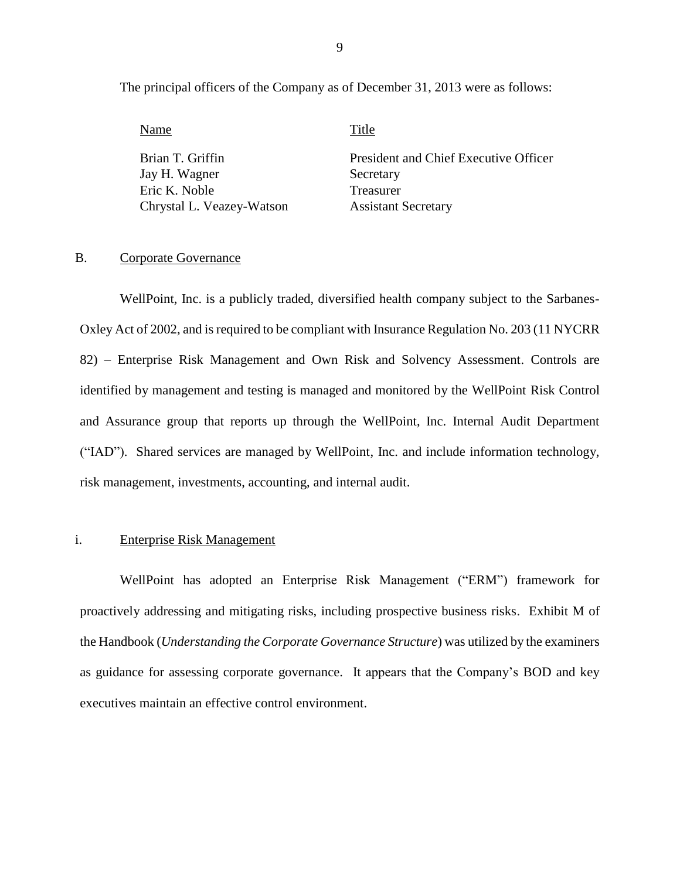The principal officers of the Company as of December 31, 2013 were as follows:

| Name | Title |
|---|---|
| Brian T. Griffin | President and Chief Executive Officer |
| Jay H. Wagner | Secretary |
| Eric K. Noble | Treasurer |
| Chrystal L. Veazey-Watson | Assistant Secretary |

## B. Corporate Governance

WellPoint, Inc. is a publicly traded, diversified health company subject to the Sarbanes-Oxley Act of 2002, and is required to be compliant with Insurance Regulation No. 203 (11 NYCRR 82) – Enterprise Risk Management and Own Risk and Solvency Assessment. Controls are identified by management and testing is managed and monitored by the WellPoint Risk Control and Assurance group that reports up through the WellPoint, Inc. Internal Audit Department ("IAD"). Shared services are managed by WellPoint, Inc. and include information technology, risk management, investments, accounting, and internal audit.

### i. Enterprise Risk Management

WellPoint has adopted an Enterprise Risk Management ("ERM") framework for proactively addressing and mitigating risks, including prospective business risks. Exhibit M of the Handbook (*Understanding the Corporate Governance Structure*) was utilized by the examiners as guidance for assessing corporate governance. It appears that the Company's BOD and key executives maintain an effective control environment.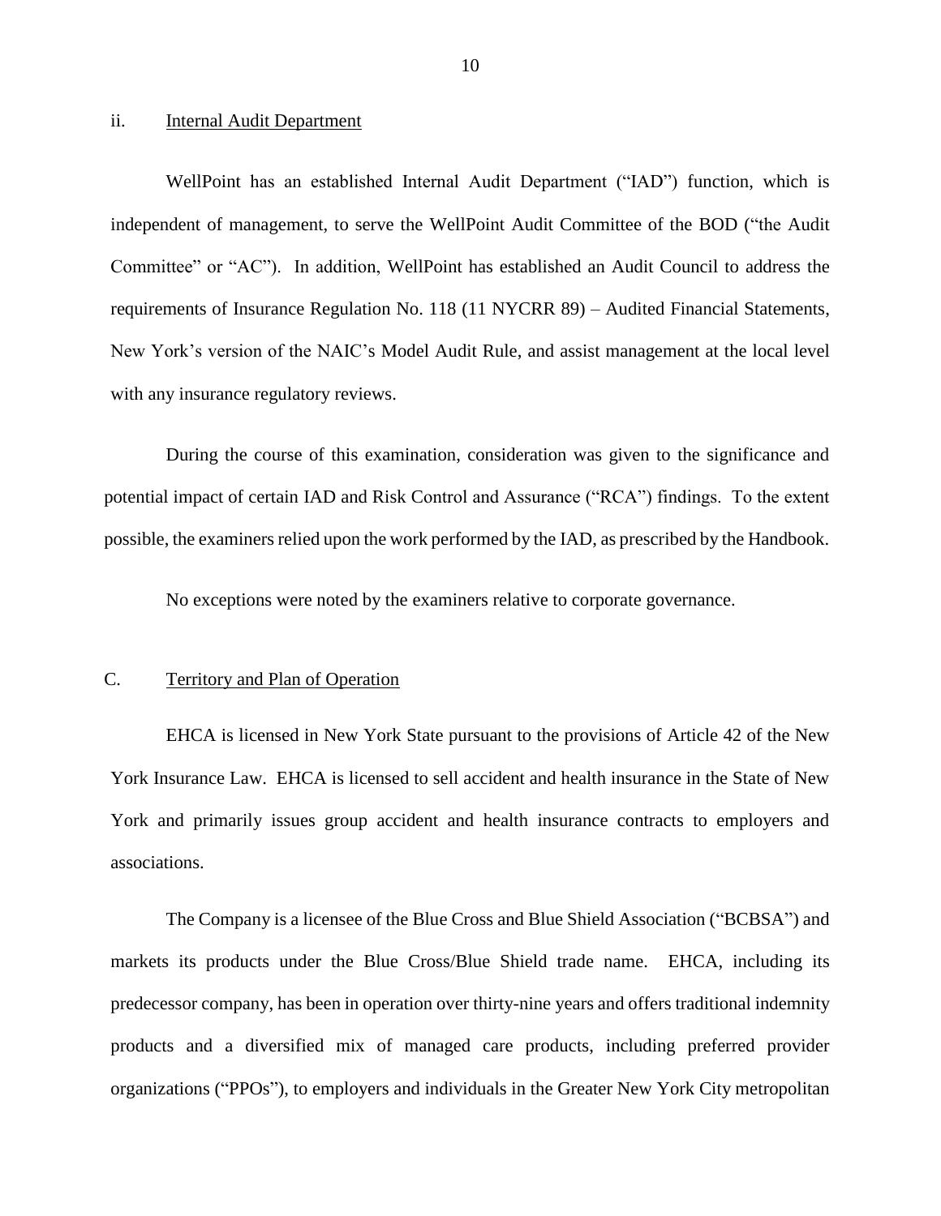ii. Internal Audit Department

WellPoint has an established Internal Audit Department ("IAD") function, which is independent of management, to serve the WellPoint Audit Committee of the BOD ("the Audit Committee" or "AC"). In addition, WellPoint has established an Audit Council to address the requirements of Insurance Regulation No. 118 (11 NYCRR 89) – Audited Financial Statements, New York's version of the NAIC's Model Audit Rule, and assist management at the local level with any insurance regulatory reviews.

During the course of this examination, consideration was given to the significance and potential impact of certain IAD and Risk Control and Assurance ("RCA") findings. To the extent possible, the examiners relied upon the work performed by the IAD, as prescribed by the Handbook.

No exceptions were noted by the examiners relative to corporate governance.

## C. Territory and Plan of Operation

EHCA is licensed in New York State pursuant to the provisions of Article 42 of the New York Insurance Law. EHCA is licensed to sell accident and health insurance in the State of New York and primarily issues group accident and health insurance contracts to employers and associations.

The Company is a licensee of the Blue Cross and Blue Shield Association ("BCBSA") and markets its products under the Blue Cross/Blue Shield trade name. EHCA, including its predecessor company, has been in operation over thirty-nine years and offers traditional indemnity products and a diversified mix of managed care products, including preferred provider organizations ("PPOs"), to employers and individuals in the Greater New York City metropolitan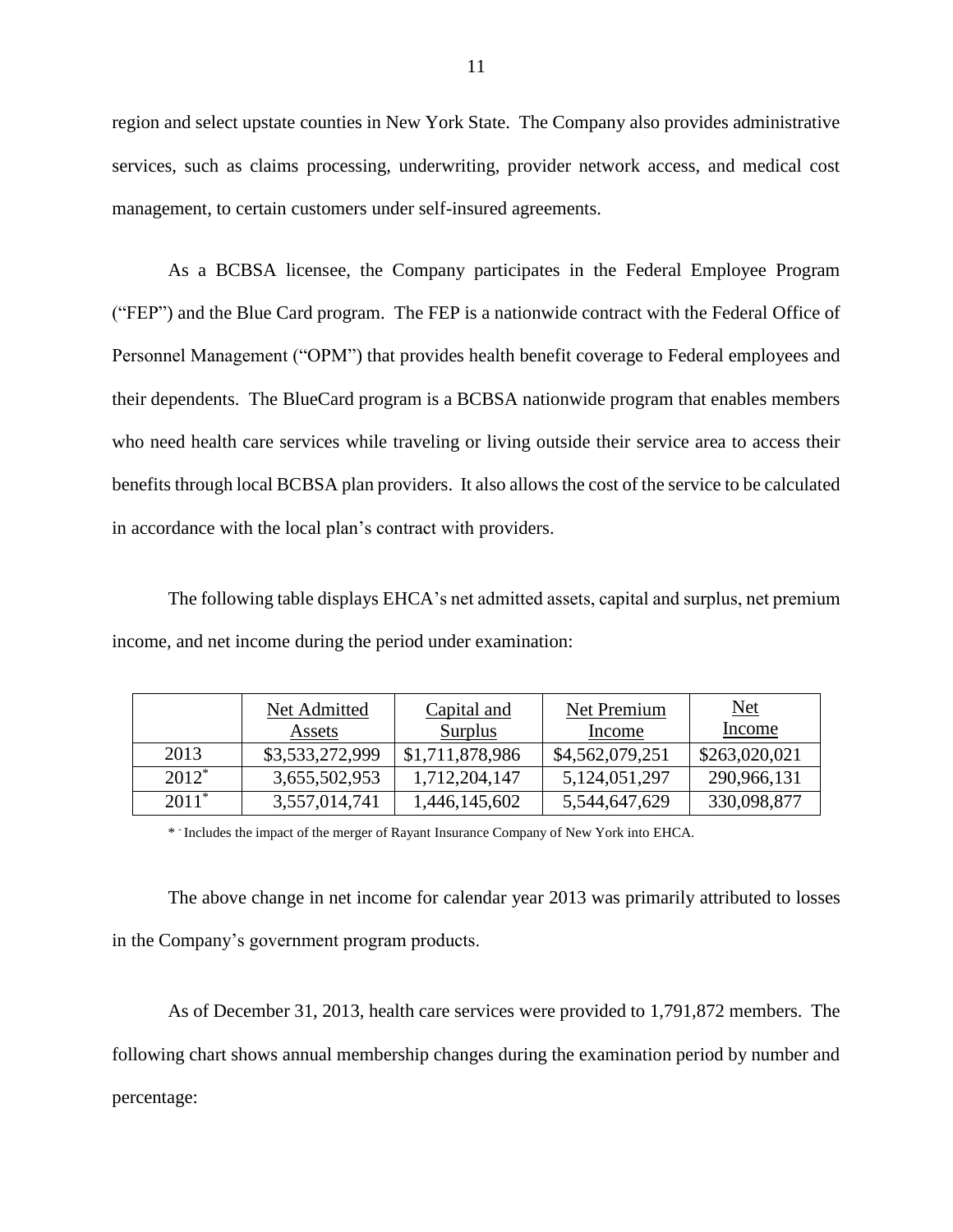region and select upstate counties in New York State. The Company also provides administrative services, such as claims processing, underwriting, provider network access, and medical cost management, to certain customers under self-insured agreements.

As a BCBSA licensee, the Company participates in the Federal Employee Program ("FEP") and the Blue Card program. The FEP is a nationwide contract with the Federal Office of Personnel Management ("OPM") that provides health benefit coverage to Federal employees and their dependents. The BlueCard program is a BCBSA nationwide program that enables members who need health care services while traveling or living outside their service area to access their benefits through local BCBSA plan providers. It also allows the cost of the service to be calculated in accordance with the local plan's contract with providers.

The following table displays EHCA's net admitted assets, capital and surplus, net premium income, and net income during the period under examination:

| | Net Admitted Assets | Capital and Surplus | Net Premium Income | Net Income |
|---|---|---|---|---|
| 2013 | $3,533,272,999 | $1,711,878,986 | $4,562,079,251 | $263,020,021 |
| 2012* | 3,655,502,953 | 1,712,204,147 | 5,124,051,297 | 290,966,131 |
| 2011* | 3,557,014,741 | 1,446,145,602 | 5,544,647,629 | 330,098,877 |

* - Includes the impact of the merger of Rayant Insurance Company of New York into EHCA.

The above change in net income for calendar year 2013 was primarily attributed to losses in the Company's government program products.

As of December 31, 2013, health care services were provided to 1,791,872 members. The following chart shows annual membership changes during the examination period by number and percentage: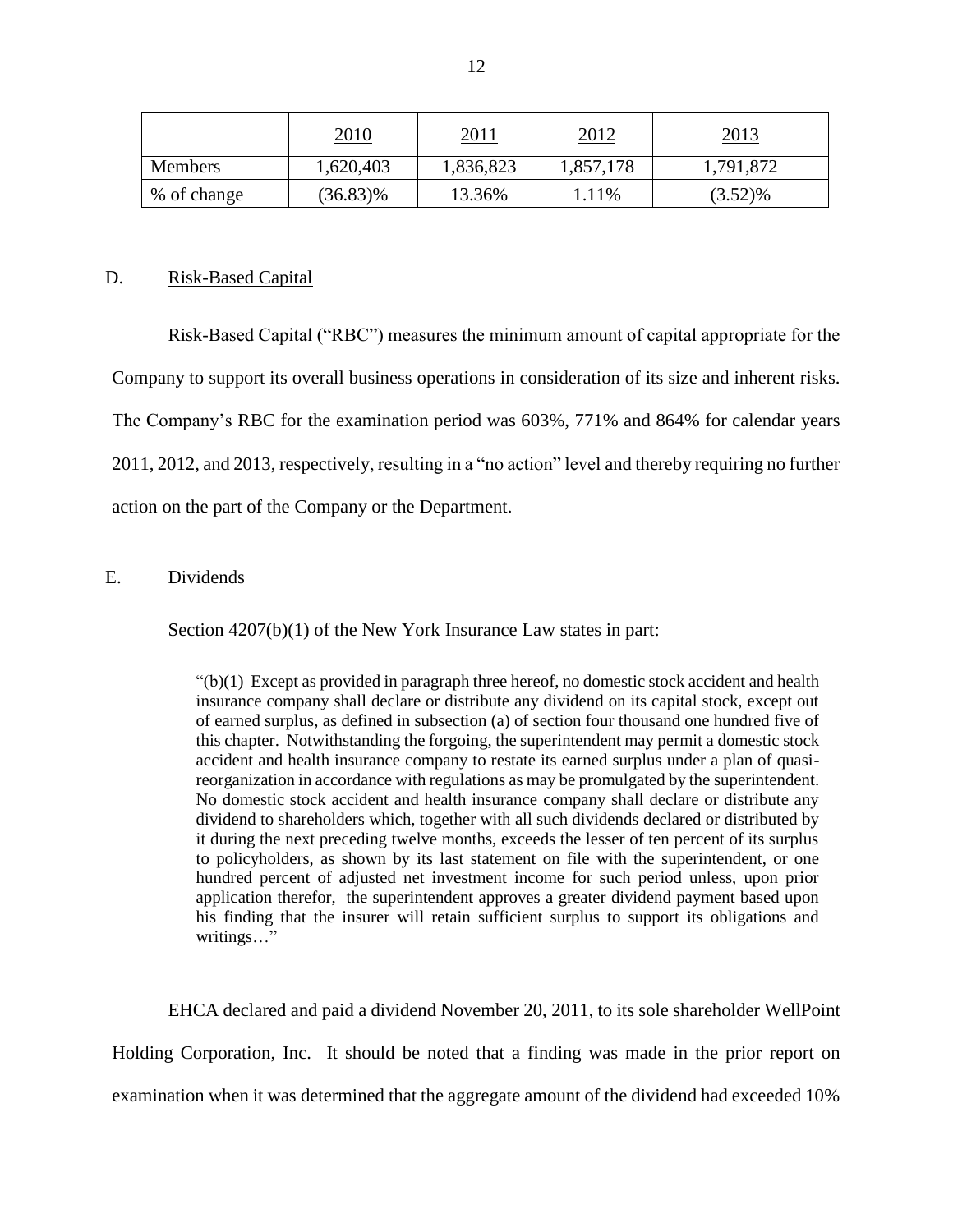| | 2010 | 2011 | 2012 | 2013 |
|---|---|---|---|---|
| Members | 1,620,403 | 1,836,823 | 1,857,178 | 1,791,872 |
| % of change | (36.83)% | 13.36% | 1.11% | (3.52)% |

D. Risk-Based Capital

Risk-Based Capital ("RBC") measures the minimum amount of capital appropriate for the Company to support its overall business operations in consideration of its size and inherent risks. The Company's RBC for the examination period was 603%, 771% and 864% for calendar years 2011, 2012, and 2013, respectively, resulting in a "no action" level and thereby requiring no further action on the part of the Company or the Department.

E. Dividends

Section 4207(b)(1) of the New York Insurance Law states in part:

> "(b)(1) Except as provided in paragraph three hereof, no domestic stock accident and health insurance company shall declare or distribute any dividend on its capital stock, except out of earned surplus, as defined in subsection (a) of section four thousand one hundred five of this chapter. Notwithstanding the forgoing, the superintendent may permit a domestic stock accident and health insurance company to restate its earned surplus under a plan of quasi-reorganization in accordance with regulations as may be promulgated by the superintendent. No domestic stock accident and health insurance company shall declare or distribute any dividend to shareholders which, together with all such dividends declared or distributed by it during the next preceding twelve months, exceeds the lesser of ten percent of its surplus to policyholders, as shown by its last statement on file with the superintendent, or one hundred percent of adjusted net investment income for such period unless, upon prior application therefor, the superintendent approves a greater dividend payment based upon his finding that the insurer will retain sufficient surplus to support its obligations and writings…"

EHCA declared and paid a dividend November 20, 2011, to its sole shareholder WellPoint Holding Corporation, Inc. It should be noted that a finding was made in the prior report on examination when it was determined that the aggregate amount of the dividend had exceeded 10%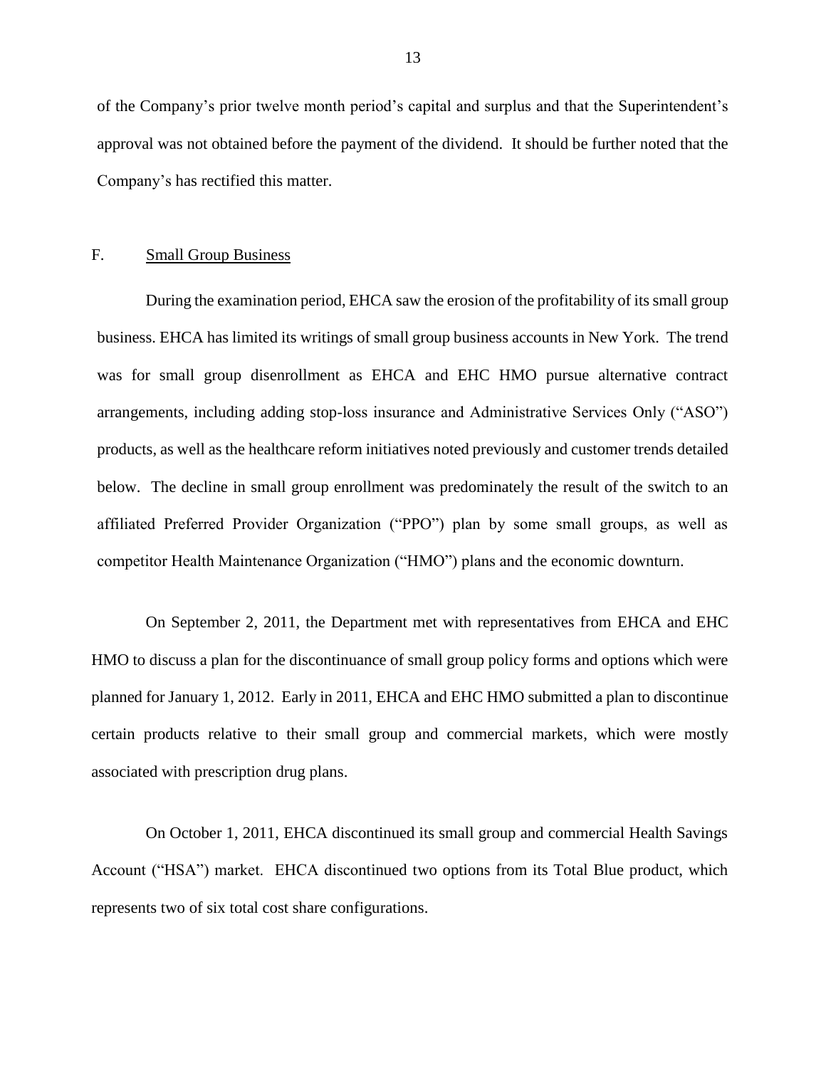of the Company's prior twelve month period's capital and surplus and that the Superintendent's approval was not obtained before the payment of the dividend. It should be further noted that the Company's has rectified this matter.

## F. Small Group Business

During the examination period, EHCA saw the erosion of the profitability of its small group business. EHCA has limited its writings of small group business accounts in New York. The trend was for small group disenrollment as EHCA and EHC HMO pursue alternative contract arrangements, including adding stop-loss insurance and Administrative Services Only ("ASO") products, as well as the healthcare reform initiatives noted previously and customer trends detailed below. The decline in small group enrollment was predominately the result of the switch to an affiliated Preferred Provider Organization ("PPO") plan by some small groups, as well as competitor Health Maintenance Organization ("HMO") plans and the economic downturn.

On September 2, 2011, the Department met with representatives from EHCA and EHC HMO to discuss a plan for the discontinuance of small group policy forms and options which were planned for January 1, 2012. Early in 2011, EHCA and EHC HMO submitted a plan to discontinue certain products relative to their small group and commercial markets, which were mostly associated with prescription drug plans.

On October 1, 2011, EHCA discontinued its small group and commercial Health Savings Account ("HSA") market. EHCA discontinued two options from its Total Blue product, which represents two of six total cost share configurations.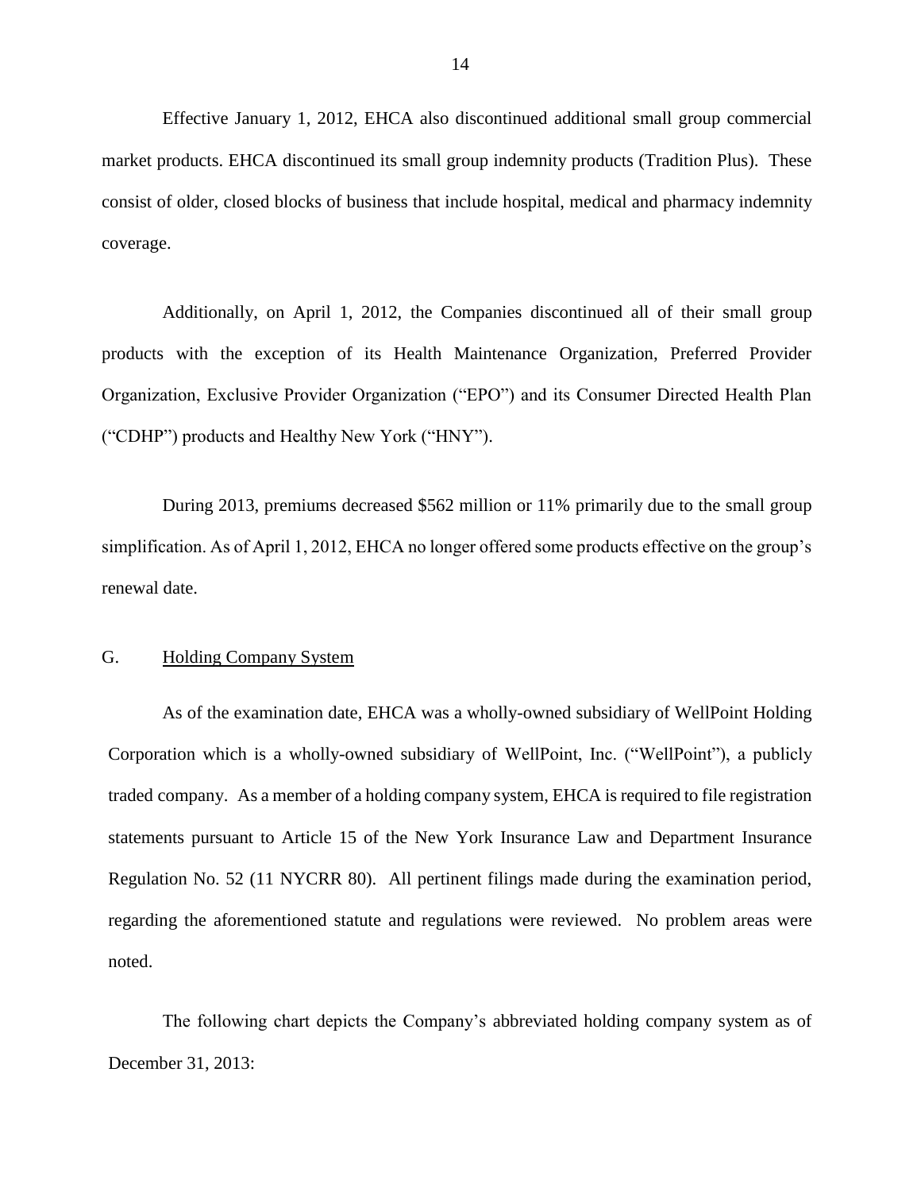Effective January 1, 2012, EHCA also discontinued additional small group commercial market products. EHCA discontinued its small group indemnity products (Tradition Plus). These consist of older, closed blocks of business that include hospital, medical and pharmacy indemnity coverage.

Additionally, on April 1, 2012, the Companies discontinued all of their small group products with the exception of its Health Maintenance Organization, Preferred Provider Organization, Exclusive Provider Organization ("EPO") and its Consumer Directed Health Plan ("CDHP") products and Healthy New York ("HNY").

During 2013, premiums decreased $562 million or 11% primarily due to the small group simplification. As of April 1, 2012, EHCA no longer offered some products effective on the group's renewal date.

## G. Holding Company System

As of the examination date, EHCA was a wholly-owned subsidiary of WellPoint Holding Corporation which is a wholly-owned subsidiary of WellPoint, Inc. ("WellPoint"), a publicly traded company. As a member of a holding company system, EHCA is required to file registration statements pursuant to Article 15 of the New York Insurance Law and Department Insurance Regulation No. 52 (11 NYCRR 80). All pertinent filings made during the examination period, regarding the aforementioned statute and regulations were reviewed. No problem areas were noted.

The following chart depicts the Company's abbreviated holding company system as of December 31, 2013: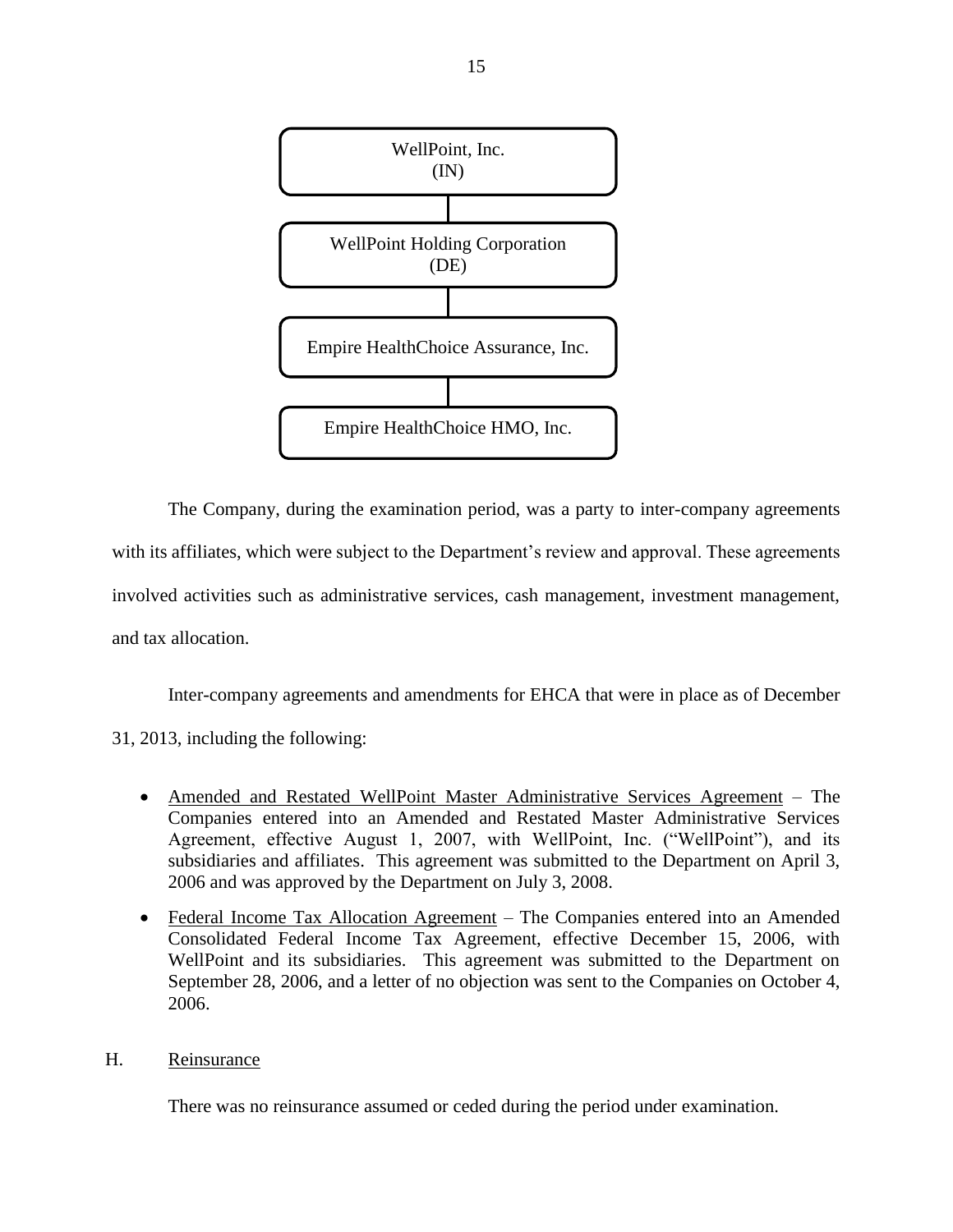WellPoint, Inc.
(IN)

WellPoint Holding Corporation
(DE)

Empire HealthChoice Assurance, Inc.

Empire HealthChoice HMO, Inc.

The Company, during the examination period, was a party to inter-company agreements with its affiliates, which were subject to the Department's review and approval. These agreements involved activities such as administrative services, cash management, investment management, and tax allocation.

Inter-company agreements and amendments for EHCA that were in place as of December 31, 2013, including the following:

- Amended and Restated WellPoint Master Administrative Services Agreement – The Companies entered into an Amended and Restated Master Administrative Services Agreement, effective August 1, 2007, with WellPoint, Inc. ("WellPoint"), and its subsidiaries and affiliates. This agreement was submitted to the Department on April 3, 2006 and was approved by the Department on July 3, 2008.
- Federal Income Tax Allocation Agreement – The Companies entered into an Amended Consolidated Federal Income Tax Agreement, effective December 15, 2006, with WellPoint and its subsidiaries. This agreement was submitted to the Department on September 28, 2006, and a letter of no objection was sent to the Companies on October 4, 2006.

## H. Reinsurance

There was no reinsurance assumed or ceded during the period under examination.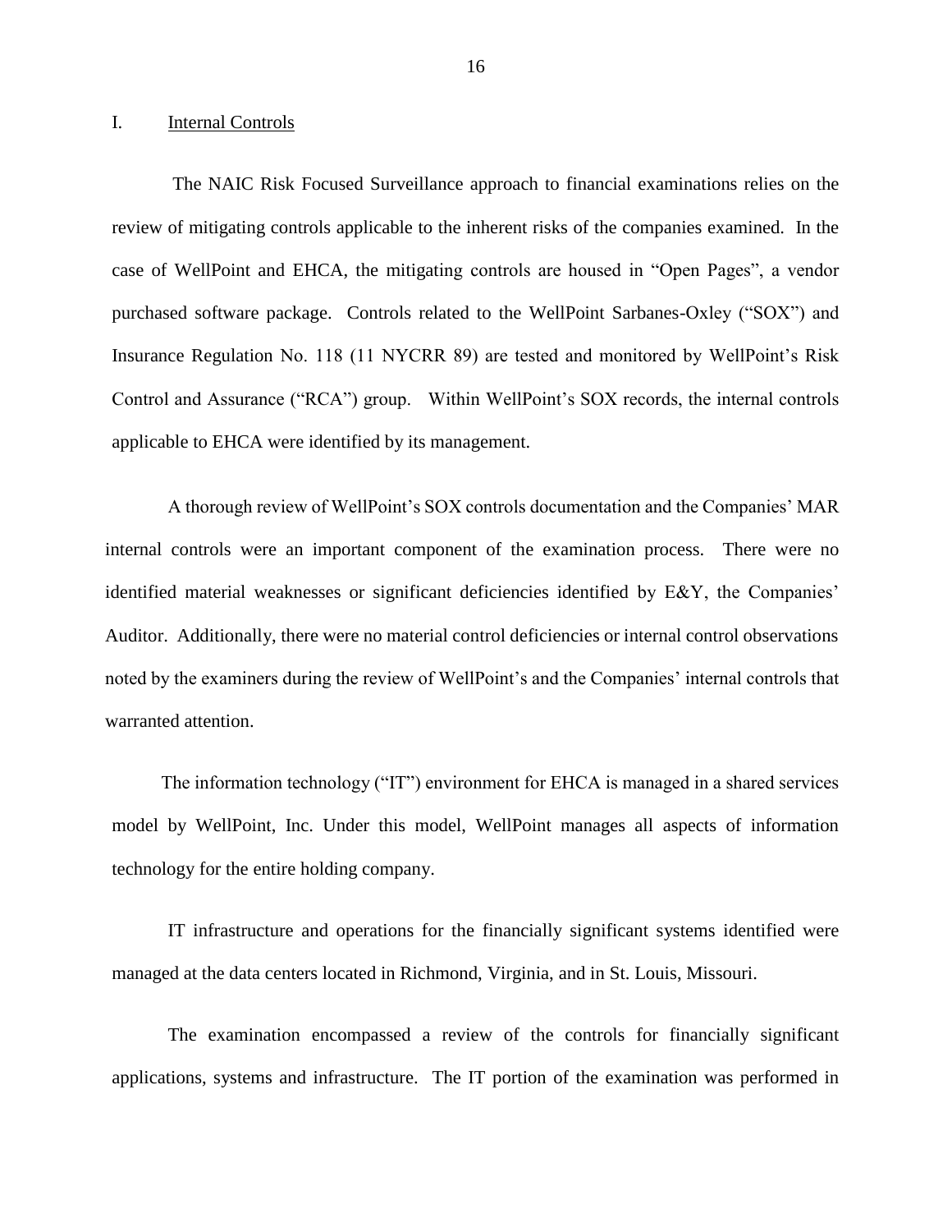## I. Internal Controls

The NAIC Risk Focused Surveillance approach to financial examinations relies on the review of mitigating controls applicable to the inherent risks of the companies examined. In the case of WellPoint and EHCA, the mitigating controls are housed in "Open Pages", a vendor purchased software package. Controls related to the WellPoint Sarbanes-Oxley ("SOX") and Insurance Regulation No. 118 (11 NYCRR 89) are tested and monitored by WellPoint's Risk Control and Assurance ("RCA") group. Within WellPoint's SOX records, the internal controls applicable to EHCA were identified by its management.

A thorough review of WellPoint's SOX controls documentation and the Companies' MAR internal controls were an important component of the examination process. There were no identified material weaknesses or significant deficiencies identified by E&Y, the Companies' Auditor. Additionally, there were no material control deficiencies or internal control observations noted by the examiners during the review of WellPoint's and the Companies' internal controls that warranted attention.

The information technology ("IT") environment for EHCA is managed in a shared services model by WellPoint, Inc. Under this model, WellPoint manages all aspects of information technology for the entire holding company.

IT infrastructure and operations for the financially significant systems identified were managed at the data centers located in Richmond, Virginia, and in St. Louis, Missouri.

The examination encompassed a review of the controls for financially significant applications, systems and infrastructure. The IT portion of the examination was performed in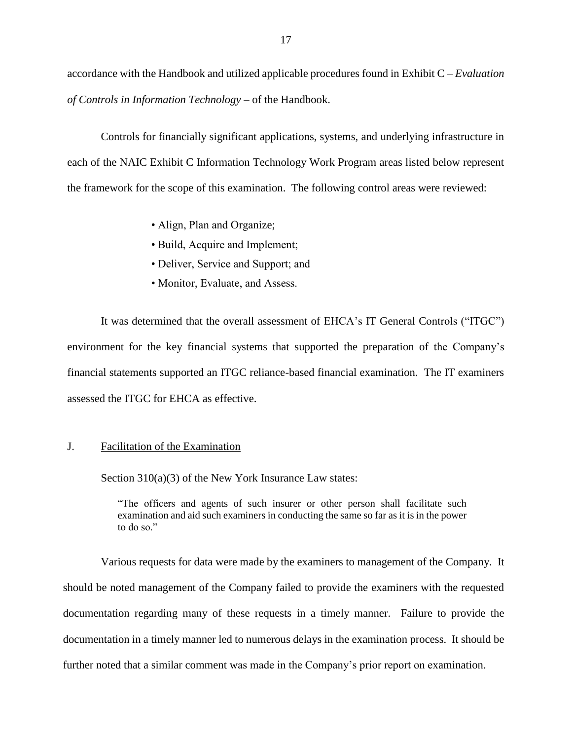accordance with the Handbook and utilized applicable procedures found in Exhibit C – *Evaluation of Controls in Information Technology* – of the Handbook.

Controls for financially significant applications, systems, and underlying infrastructure in each of the NAIC Exhibit C Information Technology Work Program areas listed below represent the framework for the scope of this examination. The following control areas were reviewed:

- Align, Plan and Organize;
- Build, Acquire and Implement;
- Deliver, Service and Support; and
- Monitor, Evaluate, and Assess.

It was determined that the overall assessment of EHCA's IT General Controls ("ITGC") environment for the key financial systems that supported the preparation of the Company's financial statements supported an ITGC reliance-based financial examination. The IT examiners assessed the ITGC for EHCA as effective.

## J. Facilitation of the Examination

Section 310(a)(3) of the New York Insurance Law states:

> "The officers and agents of such insurer or other person shall facilitate such examination and aid such examiners in conducting the same so far as it is in the power to do so."

Various requests for data were made by the examiners to management of the Company. It should be noted management of the Company failed to provide the examiners with the requested documentation regarding many of these requests in a timely manner. Failure to provide the documentation in a timely manner led to numerous delays in the examination process. It should be further noted that a similar comment was made in the Company's prior report on examination.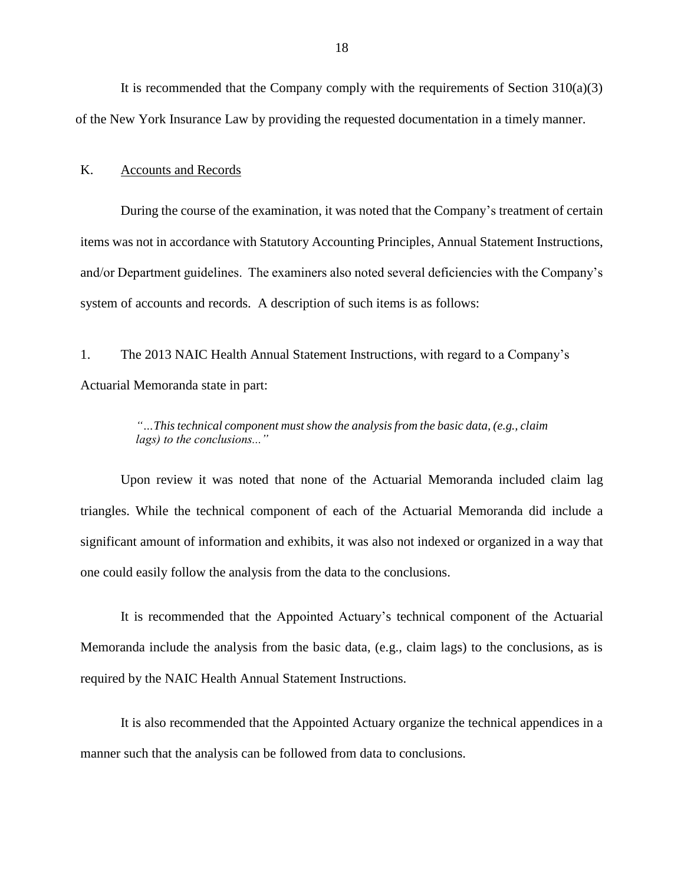It is recommended that the Company comply with the requirements of Section 310(a)(3) of the New York Insurance Law by providing the requested documentation in a timely manner.

## K. Accounts and Records

During the course of the examination, it was noted that the Company's treatment of certain items was not in accordance with Statutory Accounting Principles, Annual Statement Instructions, and/or Department guidelines. The examiners also noted several deficiencies with the Company's system of accounts and records. A description of such items is as follows:

1. The 2013 NAIC Health Annual Statement Instructions, with regard to a Company's Actuarial Memoranda state in part:

> *"…This technical component must show the analysis from the basic data, (e.g., claim lags) to the conclusions..."*

Upon review it was noted that none of the Actuarial Memoranda included claim lag triangles. While the technical component of each of the Actuarial Memoranda did include a significant amount of information and exhibits, it was also not indexed or organized in a way that one could easily follow the analysis from the data to the conclusions.

It is recommended that the Appointed Actuary's technical component of the Actuarial Memoranda include the analysis from the basic data, (e.g., claim lags) to the conclusions, as is required by the NAIC Health Annual Statement Instructions.

It is also recommended that the Appointed Actuary organize the technical appendices in a manner such that the analysis can be followed from data to conclusions.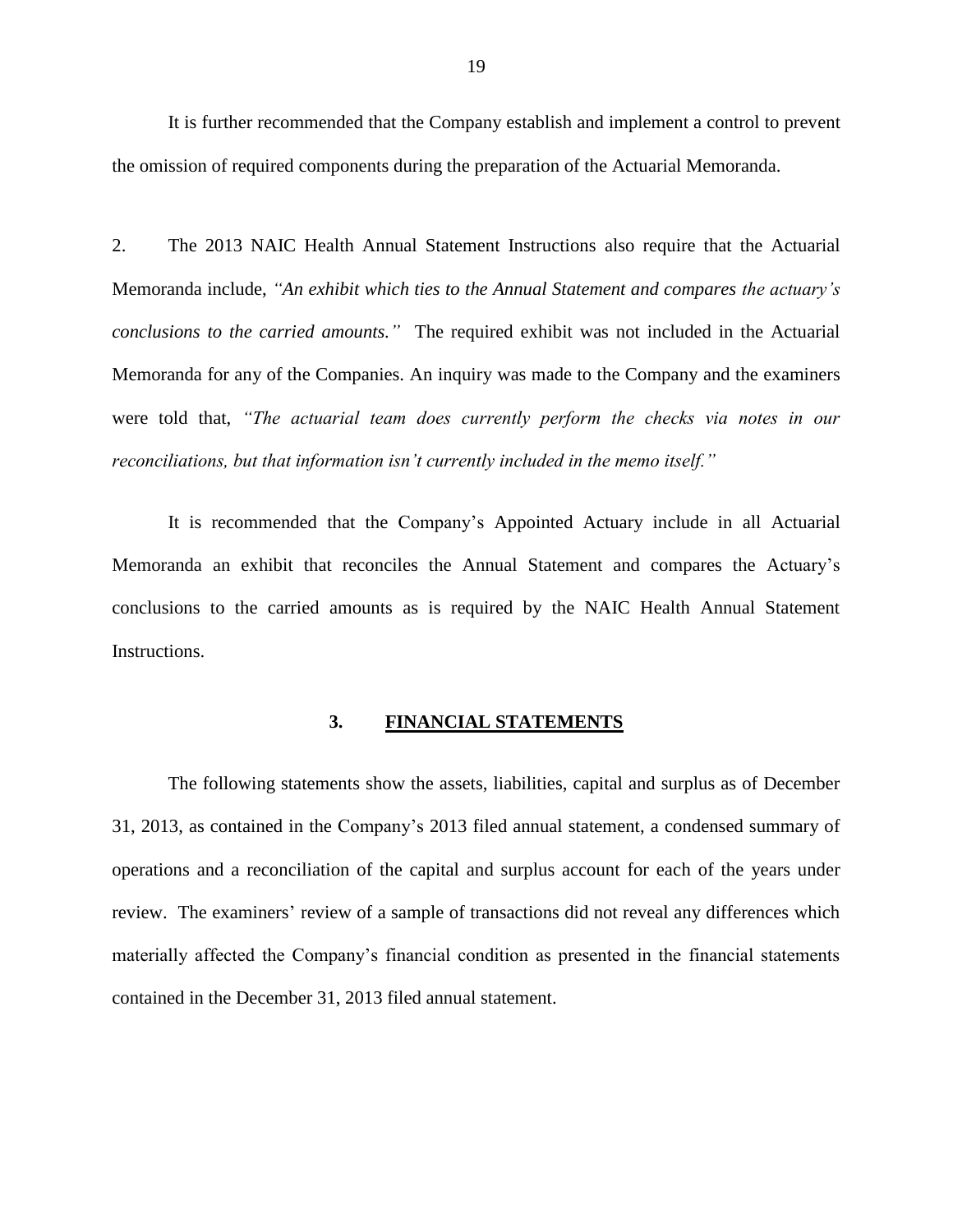It is further recommended that the Company establish and implement a control to prevent the omission of required components during the preparation of the Actuarial Memoranda.

2. The 2013 NAIC Health Annual Statement Instructions also require that the Actuarial Memoranda include, *"An exhibit which ties to the Annual Statement and compares the actuary's conclusions to the carried amounts."* The required exhibit was not included in the Actuarial Memoranda for any of the Companies. An inquiry was made to the Company and the examiners were told that, *"The actuarial team does currently perform the checks via notes in our reconciliations, but that information isn't currently included in the memo itself."*

It is recommended that the Company's Appointed Actuary include in all Actuarial Memoranda an exhibit that reconciles the Annual Statement and compares the Actuary's conclusions to the carried amounts as is required by the NAIC Health Annual Statement Instructions.

## 3. <u>FINANCIAL STATEMENTS</u>

The following statements show the assets, liabilities, capital and surplus as of December 31, 2013, as contained in the Company's 2013 filed annual statement, a condensed summary of operations and a reconciliation of the capital and surplus account for each of the years under review. The examiners' review of a sample of transactions did not reveal any differences which materially affected the Company's financial condition as presented in the financial statements contained in the December 31, 2013 filed annual statement.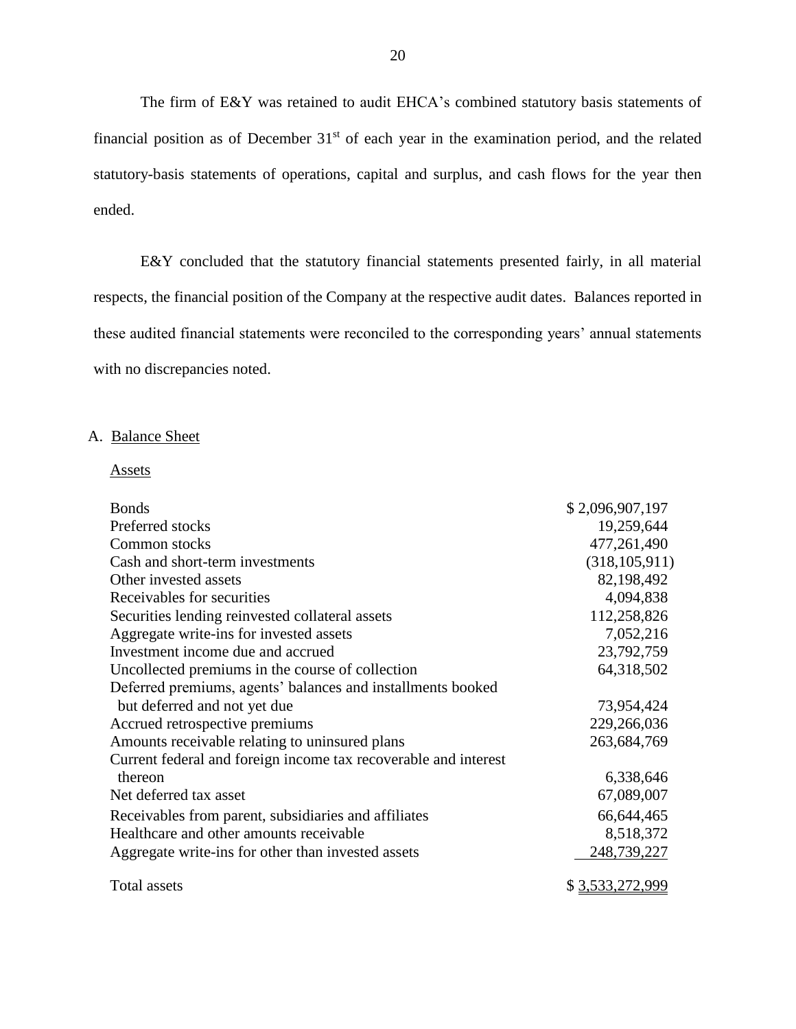The firm of E&Y was retained to audit EHCA's combined statutory basis statements of financial position as of December 31st of each year in the examination period, and the related statutory-basis statements of operations, capital and surplus, and cash flows for the year then ended.

E&Y concluded that the statutory financial statements presented fairly, in all material respects, the financial position of the Company at the respective audit dates. Balances reported in these audited financial statements were reconciled to the corresponding years' annual statements with no discrepancies noted.

A. Balance Sheet

Assets

| | |
|---|---|
| Bonds | $ 2,096,907,197 |
| Preferred stocks | 19,259,644 |
| Common stocks | 477,261,490 |
| Cash and short-term investments | (318,105,911) |
| Other invested assets | 82,198,492 |
| Receivables for securities | 4,094,838 |
| Securities lending reinvested collateral assets | 112,258,826 |
| Aggregate write-ins for invested assets | 7,052,216 |
| Investment income due and accrued | 23,792,759 |
| Uncollected premiums in the course of collection | 64,318,502 |
| Deferred premiums, agents' balances and installments booked but deferred and not yet due | 73,954,424 |
| Accrued retrospective premiums | 229,266,036 |
| Amounts receivable relating to uninsured plans | 263,684,769 |
| Current federal and foreign income tax recoverable and interest thereon | 6,338,646 |
| Net deferred tax asset | 67,089,007 |
| Receivables from parent, subsidiaries and affiliates | 66,644,465 |
| Healthcare and other amounts receivable | 8,518,372 |
| Aggregate write-ins for other than invested assets | 248,739,227 |
| Total assets | $ 3,533,272,999 |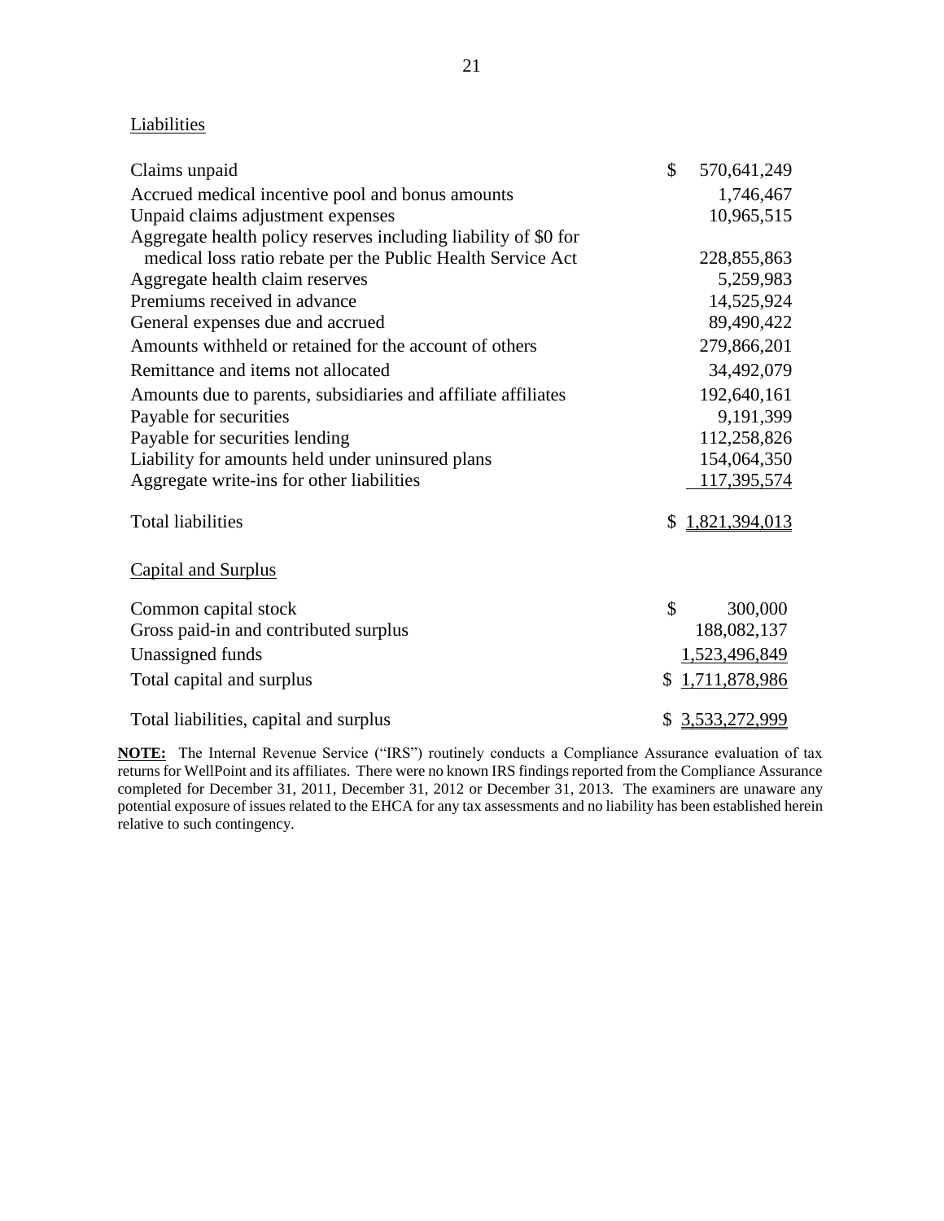Liabilities

| | |
|---|---|
| Claims unpaid | $ 570,641,249 |
| Accrued medical incentive pool and bonus amounts | 1,746,467 |
| Unpaid claims adjustment expenses | 10,965,515 |
| Aggregate health policy reserves including liability of $0 for medical loss ratio rebate per the Public Health Service Act | 228,855,863 |
| Aggregate health claim reserves | 5,259,983 |
| Premiums received in advance | 14,525,924 |
| General expenses due and accrued | 89,490,422 |
| Amounts withheld or retained for the account of others | 279,866,201 |
| Remittance and items not allocated | 34,492,079 |
| Amounts due to parents, subsidiaries and affiliate affiliates | 192,640,161 |
| Payable for securities | 9,191,399 |
| Payable for securities lending | 112,258,826 |
| Liability for amounts held under uninsured plans | 154,064,350 |
| Aggregate write-ins for other liabilities | 117,395,574 |
| Total liabilities | $ 1,821,394,013 |

Capital and Surplus

| | |
|---|---|
| Common capital stock | $ 300,000 |
| Gross paid-in and contributed surplus | 188,082,137 |
| Unassigned funds | 1,523,496,849 |
| Total capital and surplus | $ 1,711,878,986 |
| Total liabilities, capital and surplus | $ 3,533,272,999 |

**NOTE:** The Internal Revenue Service ("IRS") routinely conducts a Compliance Assurance evaluation of tax returns for WellPoint and its affiliates. There were no known IRS findings reported from the Compliance Assurance completed for December 31, 2011, December 31, 2012 or December 31, 2013. The examiners are unaware any potential exposure of issues related to the EHCA for any tax assessments and no liability has been established herein relative to such contingency.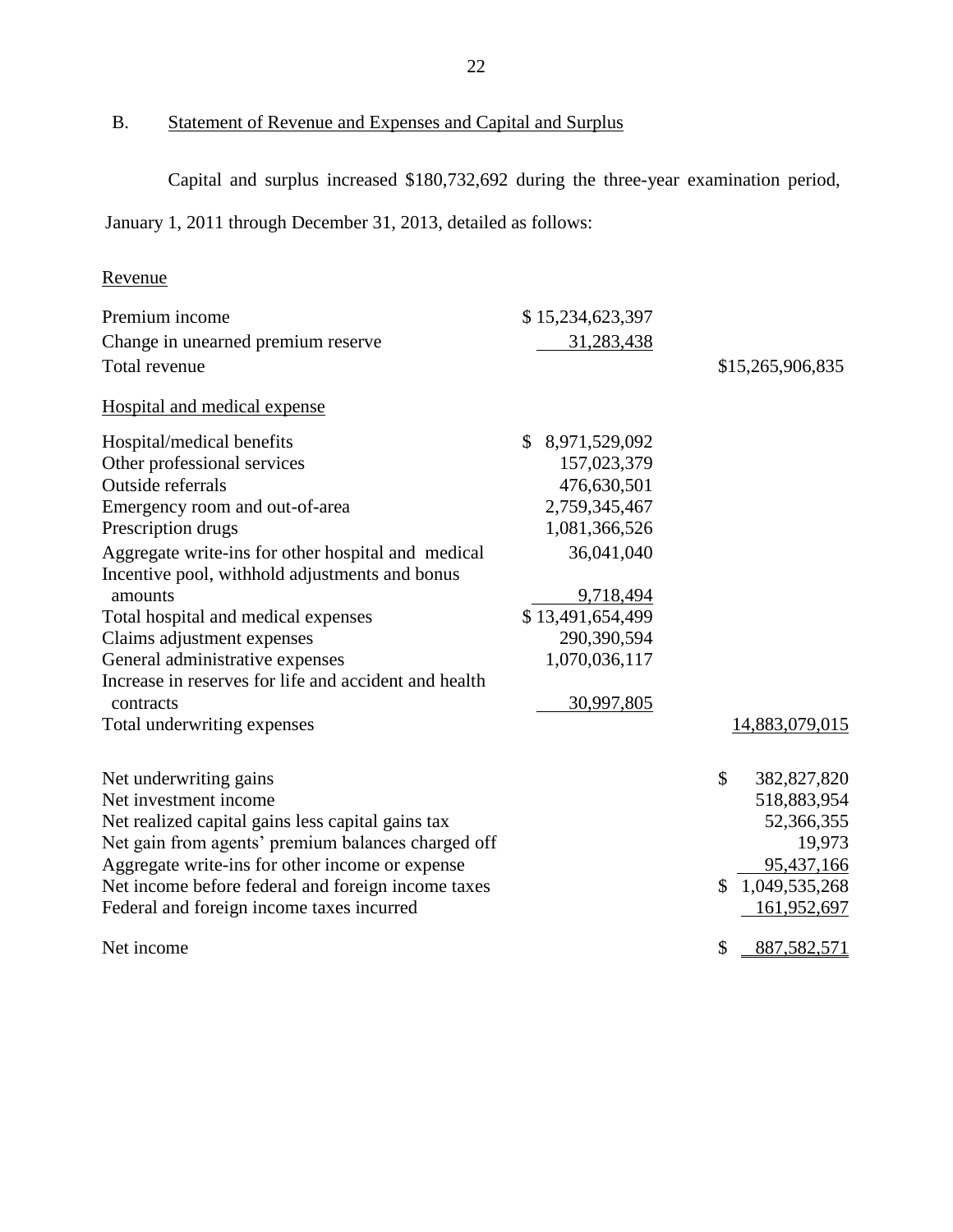## B. Statement of Revenue and Expenses and Capital and Surplus

Capital and surplus increased $180,732,692 during the three-year examination period, January 1, 2011 through December 31, 2013, detailed as follows:

| | | |
|---|---|---|
| Revenue | | |
| Premium income | $ 15,234,623,397 | |
| Change in unearned premium reserve | 31,283,438 | |
| Total revenue | | $15,265,906,835 |
| Hospital and medical expense | | |
| Hospital/medical benefits | $ 8,971,529,092 | |
| Other professional services | 157,023,379 | |
| Outside referrals | 476,630,501 | |
| Emergency room and out-of-area | 2,759,345,467 | |
| Prescription drugs | 1,081,366,526 | |
| Aggregate write-ins for other hospital and medical | 36,041,040 | |
| Incentive pool, withhold adjustments and bonus amounts | 9,718,494 | |
| Total hospital and medical expenses | $ 13,491,654,499 | |
| Claims adjustment expenses | 290,390,594 | |
| General administrative expenses | 1,070,036,117 | |
| Increase in reserves for life and accident and health contracts | 30,997,805 | |
| Total underwriting expenses | | 14,883,079,015 |
| Net underwriting gains | | $ 382,827,820 |
| Net investment income | | 518,883,954 |
| Net realized capital gains less capital gains tax | | 52,366,355 |
| Net gain from agents' premium balances charged off | | 19,973 |
| Aggregate write-ins for other income or expense | | 95,437,166 |
| Net income before federal and foreign income taxes | | $ 1,049,535,268 |
| Federal and foreign income taxes incurred | | 161,952,697 |
| Net income | | $ 887,582,571 |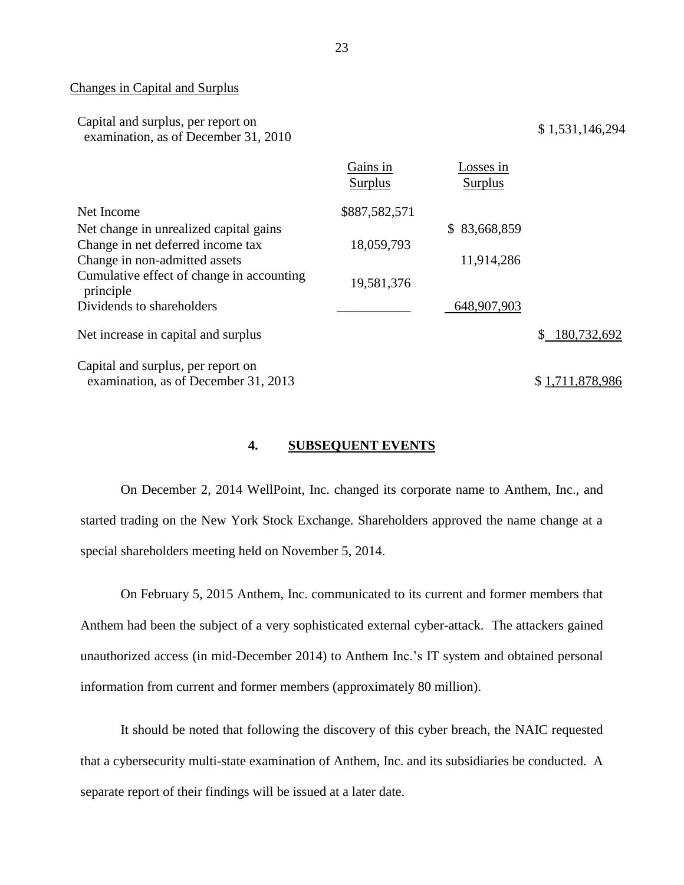Changes in Capital and Surplus

| | Gains in Surplus | Losses in Surplus | |
|---|---|---|---|
| Capital and surplus, per report on examination, as of December 31, 2010 | | | $ 1,531,146,294 |
| Net Income | $887,582,571 | | |
| Net change in unrealized capital gains | | $ 83,668,859 | |
| Change in net deferred income tax | 18,059,793 | | |
| Change in non-admitted assets | | 11,914,286 | |
| Cumulative effect of change in accounting principle | 19,581,376 | | |
| Dividends to shareholders | ___________ | 648,907,903 | |
| Net increase in capital and surplus | | | $ 180,732,692 |
| Capital and surplus, per report on examination, as of December 31, 2013 | | | $ 1,711,878,986 |

## 4. SUBSEQUENT EVENTS

On December 2, 2014 WellPoint, Inc. changed its corporate name to Anthem, Inc., and started trading on the New York Stock Exchange. Shareholders approved the name change at a special shareholders meeting held on November 5, 2014.

On February 5, 2015 Anthem, Inc. communicated to its current and former members that Anthem had been the subject of a very sophisticated external cyber-attack. The attackers gained unauthorized access (in mid-December 2014) to Anthem Inc.'s IT system and obtained personal information from current and former members (approximately 80 million).

It should be noted that following the discovery of this cyber breach, the NAIC requested that a cybersecurity multi-state examination of Anthem, Inc. and its subsidiaries be conducted. A separate report of their findings will be issued at a later date.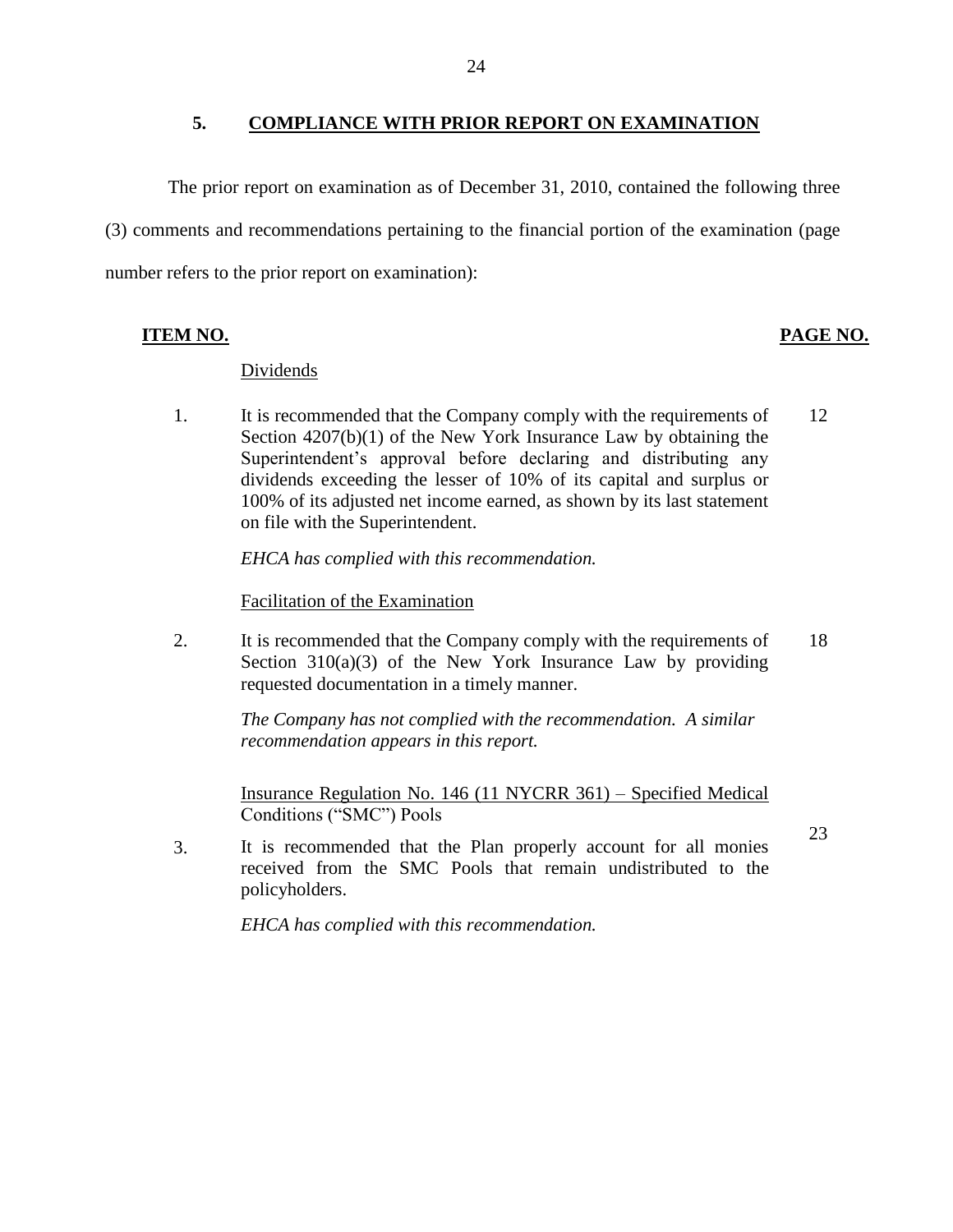## 5. COMPLIANCE WITH PRIOR REPORT ON EXAMINATION

The prior report on examination as of December 31, 2010, contained the following three (3) comments and recommendations pertaining to the financial portion of the examination (page number refers to the prior report on examination):

| ITEM NO. | | PAGE NO. |
|---|---|---|
| | Dividends | |
| 1. | It is recommended that the Company comply with the requirements of Section 4207(b)(1) of the New York Insurance Law by obtaining the Superintendent's approval before declaring and distributing any dividends exceeding the lesser of 10% of its capital and surplus or 100% of its adjusted net income earned, as shown by its last statement on file with the Superintendent.<br><br>*EHCA has complied with this recommendation.* | 12 |
| | Facilitation of the Examination | |
| 2. | It is recommended that the Company comply with the requirements of Section 310(a)(3) of the New York Insurance Law by providing requested documentation in a timely manner.<br><br>*The Company has not complied with the recommendation. A similar recommendation appears in this report.* | 18 |
| | Insurance Regulation No. 146 (11 NYCRR 361) – Specified Medical Conditions ("SMC") Pools | |
| 3. | It is recommended that the Plan properly account for all monies received from the SMC Pools that remain undistributed to the policyholders.<br><br>*EHCA has complied with this recommendation.* | 23 |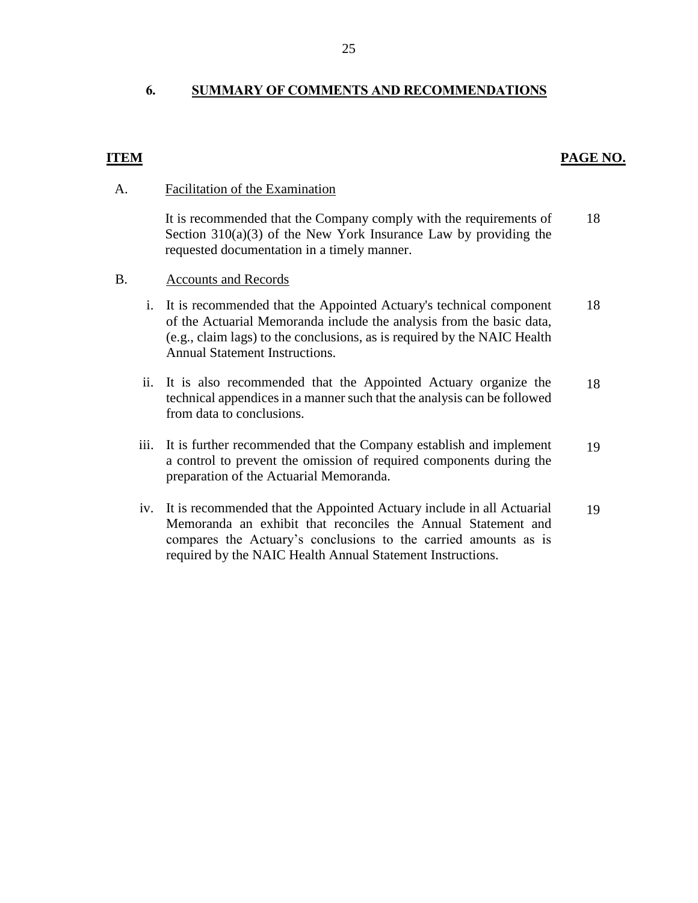## 6. SUMMARY OF COMMENTS AND RECOMMENDATIONS

| ITEM | | PAGE NO. |
|---|---|---|
| A. | Facilitation of the Examination | |
| | It is recommended that the Company comply with the requirements of Section 310(a)(3) of the New York Insurance Law by providing the requested documentation in a timely manner. | 18 |
| B. | Accounts and Records | |
| i. | It is recommended that the Appointed Actuary's technical component of the Actuarial Memoranda include the analysis from the basic data, (e.g., claim lags) to the conclusions, as is required by the NAIC Health Annual Statement Instructions. | 18 |
| ii. | It is also recommended that the Appointed Actuary organize the technical appendices in a manner such that the analysis can be followed from data to conclusions. | 18 |
| iii. | It is further recommended that the Company establish and implement a control to prevent the omission of required components during the preparation of the Actuarial Memoranda. | 19 |
| iv. | It is recommended that the Appointed Actuary include in all Actuarial Memoranda an exhibit that reconciles the Annual Statement and compares the Actuary's conclusions to the carried amounts as is required by the NAIC Health Annual Statement Instructions. | 19 |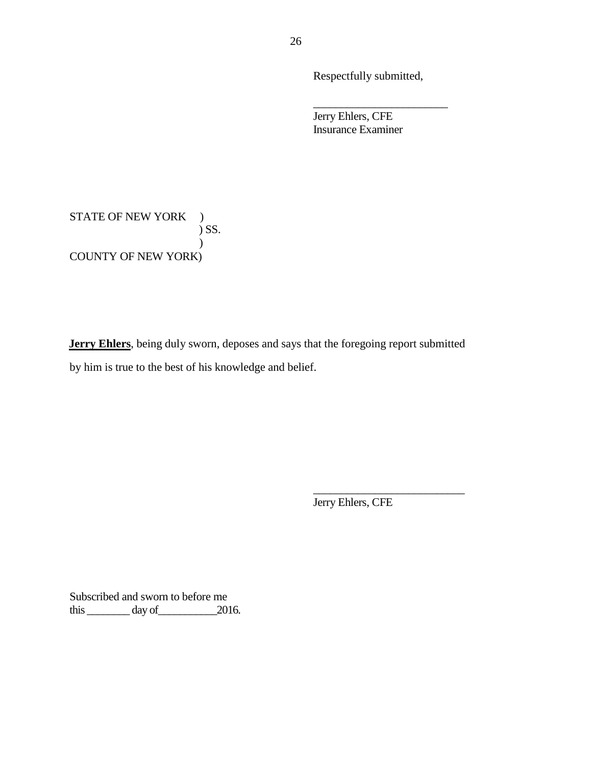Respectfully submitted,

\_\_\_\_\_\_\_\_\_\_\_\_\_\_\_\_\_\_\_\_\_\_\_\_

Jerry Ehlers, CFE
Insurance Examiner

STATE OF NEW YORK )
) SS.
)
COUNTY OF NEW YORK)

**Jerry Ehlers**, being duly sworn, deposes and says that the foregoing report submitted by him is true to the best of his knowledge and belief.

\_\_\_\_\_\_\_\_\_\_\_\_\_\_\_\_\_\_\_\_\_\_\_\_\_\_\_

Jerry Ehlers, CFE

Subscribed and sworn to before me
this \_\_\_\_\_\_\_\_ day of\_\_\_\_\_\_\_\_\_\_\_2016.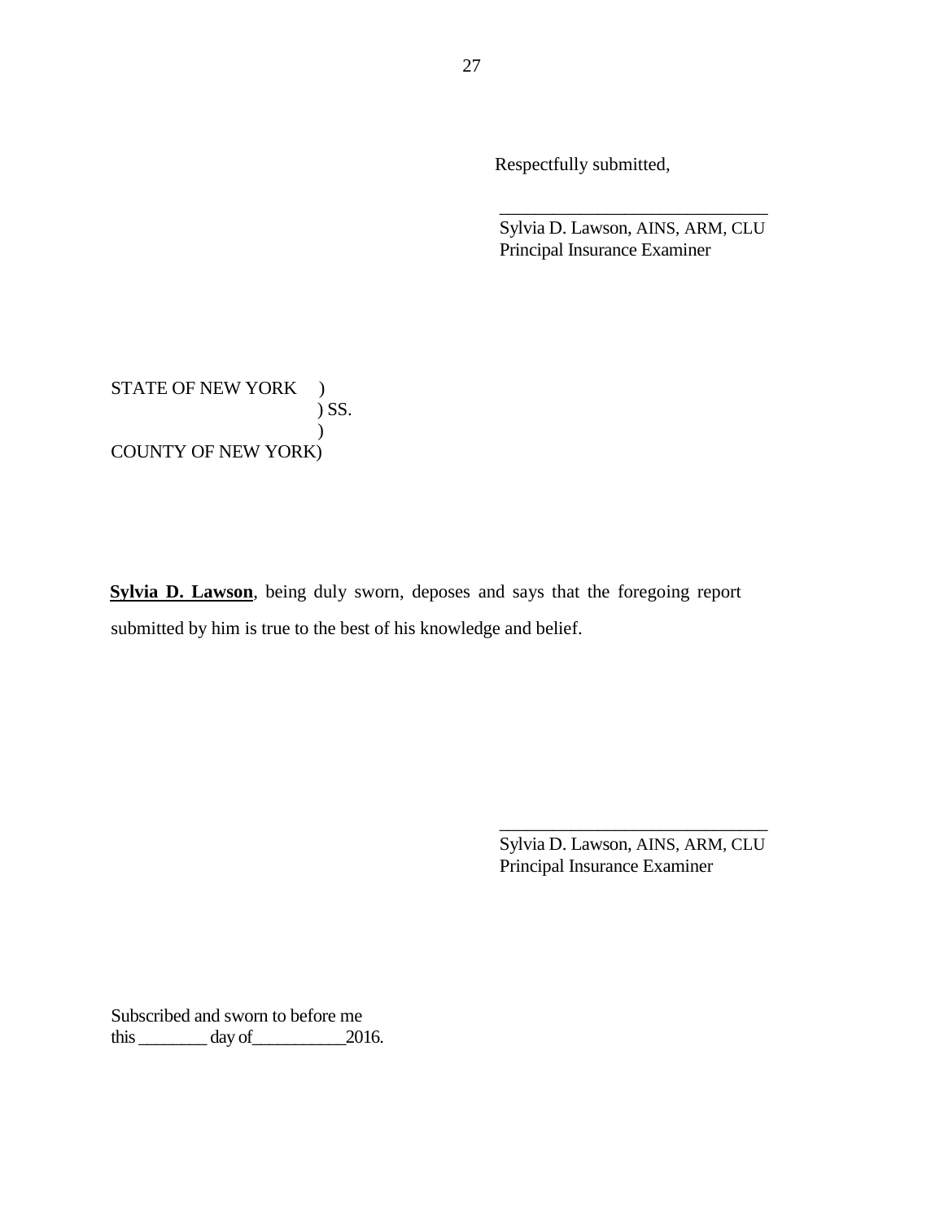Respectfully submitted,

\_\_\_\_\_\_\_\_\_\_\_\_\_\_\_\_\_\_\_\_\_\_\_\_\_\_\_\_\_\_

Sylvia D. Lawson, AINS, ARM, CLU
Principal Insurance Examiner

STATE OF NEW YORK )
) SS.
)
COUNTY OF NEW YORK)

**Sylvia D. Lawson**, being duly sworn, deposes and says that the foregoing report submitted by him is true to the best of his knowledge and belief.

\_\_\_\_\_\_\_\_\_\_\_\_\_\_\_\_\_\_\_\_\_\_\_\_\_\_\_\_\_\_

Sylvia D. Lawson, AINS, ARM, CLU
Principal Insurance Examiner

Subscribed and sworn to before me
this \_\_\_\_\_\_\_\_ day of\_\_\_\_\_\_\_\_\_\_\_2016.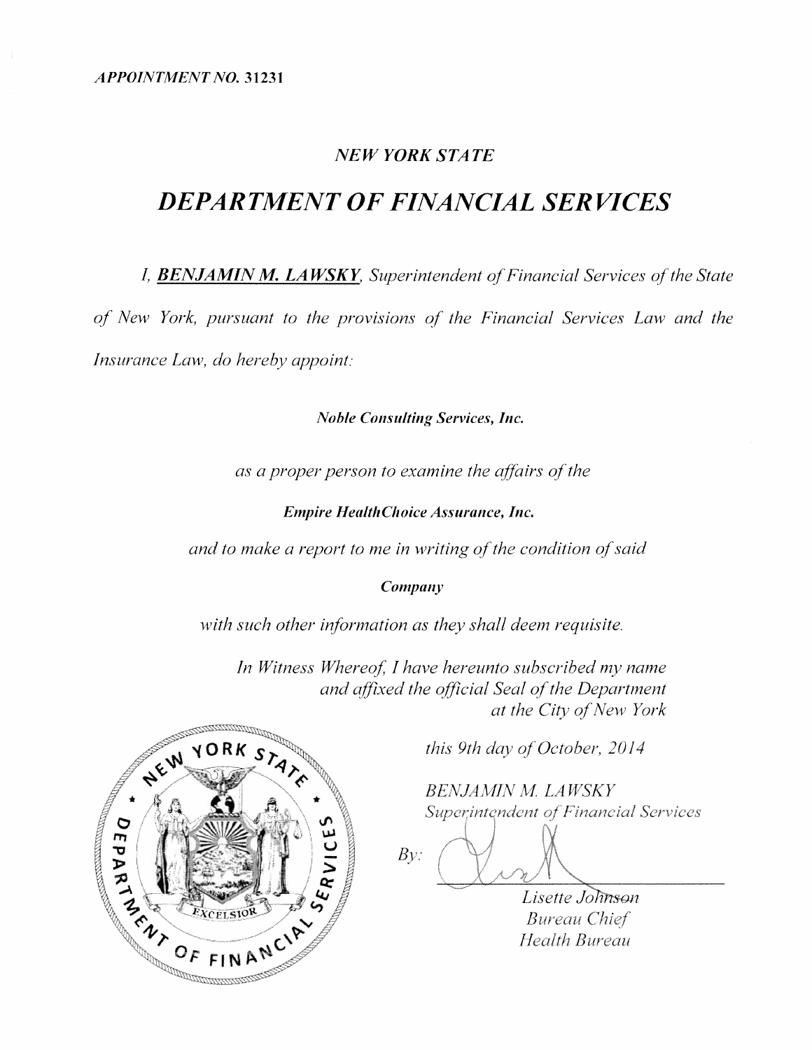*APPOINTMENT NO.* 31231

## *NEW YORK STATE*

# *DEPARTMENT OF FINANCIAL SERVICES*

*I,* ***BENJAMIN M. LAWSKY****, Superintendent of Financial Services of the State of New York, pursuant to the provisions of the Financial Services Law and the Insurance Law, do hereby appoint:*

***Noble Consulting Services, Inc.***

*as a proper person to examine the affairs of the*

***Empire HealthChoice Assurance, Inc.***

*and to make a report to me in writing of the condition of said*

***Company***

*with such other information as they shall deem requisite.*

*In Witness Whereof, I have hereunto subscribed my name and affixed the official Seal of the Department at the City of New York*

*this 9th day of October, 2014*

*BENJAMIN M. LAWSKY*
*Superintendent of Financial Services*

*By:*

*Lisette Johnson*
*Bureau Chief*
*Health Bureau*